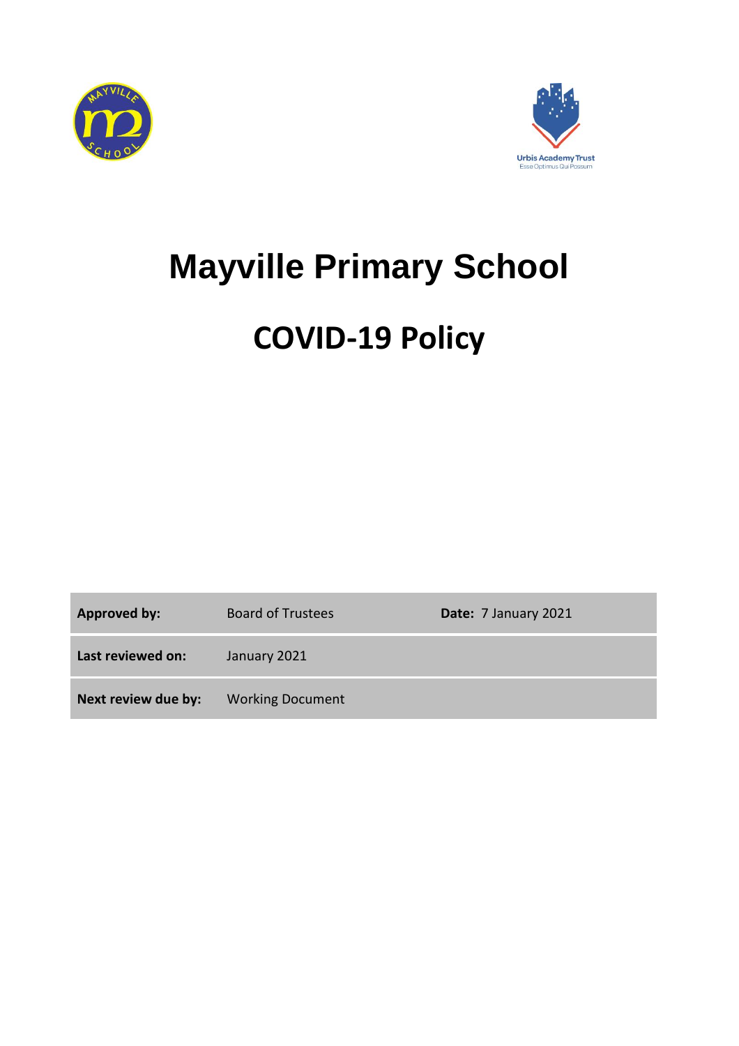# Mayville Primary School

## COVID-19 Policy

| | | |
|---|---|---|
| **Approved by:** | Board of Trustees | **Date:** 7 January 2021 |
| **Last reviewed on:** | January 2021 | |
| **Next review due by:** | Working Document | |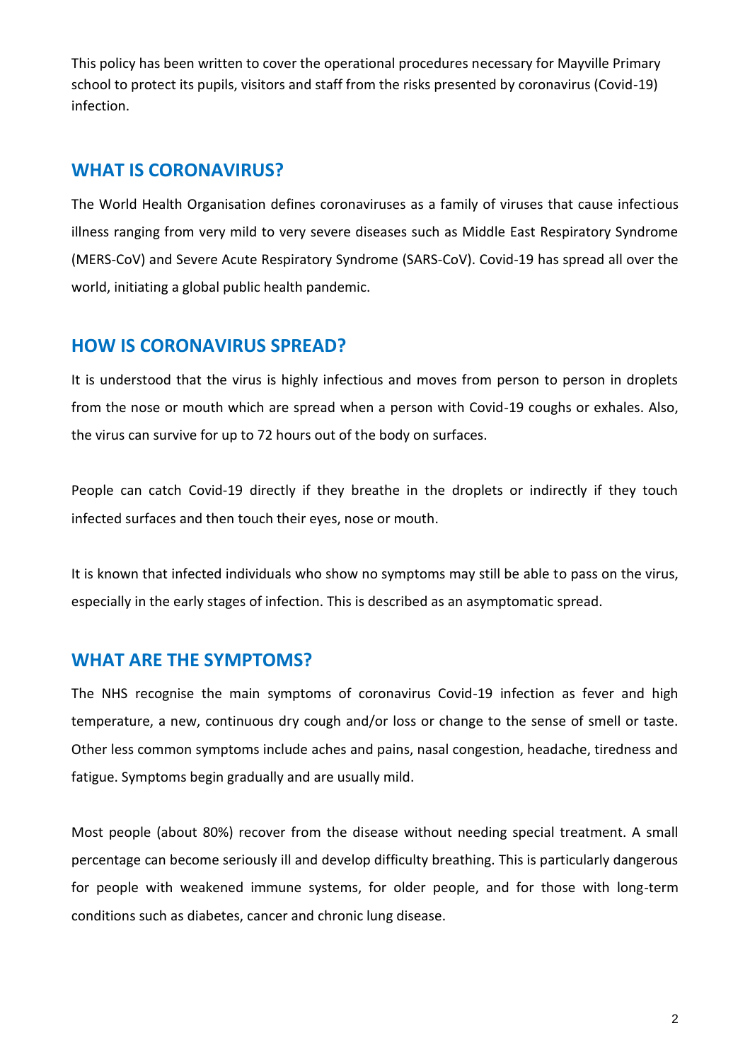This policy has been written to cover the operational procedures necessary for Mayville Primary school to protect its pupils, visitors and staff from the risks presented by coronavirus (Covid-19) infection.

## WHAT IS CORONAVIRUS?

The World Health Organisation defines coronaviruses as a family of viruses that cause infectious illness ranging from very mild to very severe diseases such as Middle East Respiratory Syndrome (MERS-CoV) and Severe Acute Respiratory Syndrome (SARS-CoV). Covid-19 has spread all over the world, initiating a global public health pandemic.

## HOW IS CORONAVIRUS SPREAD?

It is understood that the virus is highly infectious and moves from person to person in droplets from the nose or mouth which are spread when a person with Covid-19 coughs or exhales. Also, the virus can survive for up to 72 hours out of the body on surfaces.

People can catch Covid-19 directly if they breathe in the droplets or indirectly if they touch infected surfaces and then touch their eyes, nose or mouth.

It is known that infected individuals who show no symptoms may still be able to pass on the virus, especially in the early stages of infection. This is described as an asymptomatic spread.

## WHAT ARE THE SYMPTOMS?

The NHS recognise the main symptoms of coronavirus Covid-19 infection as fever and high temperature, a new, continuous dry cough and/or loss or change to the sense of smell or taste. Other less common symptoms include aches and pains, nasal congestion, headache, tiredness and fatigue. Symptoms begin gradually and are usually mild.

Most people (about 80%) recover from the disease without needing special treatment. A small percentage can become seriously ill and develop difficulty breathing. This is particularly dangerous for people with weakened immune systems, for older people, and for those with long-term conditions such as diabetes, cancer and chronic lung disease.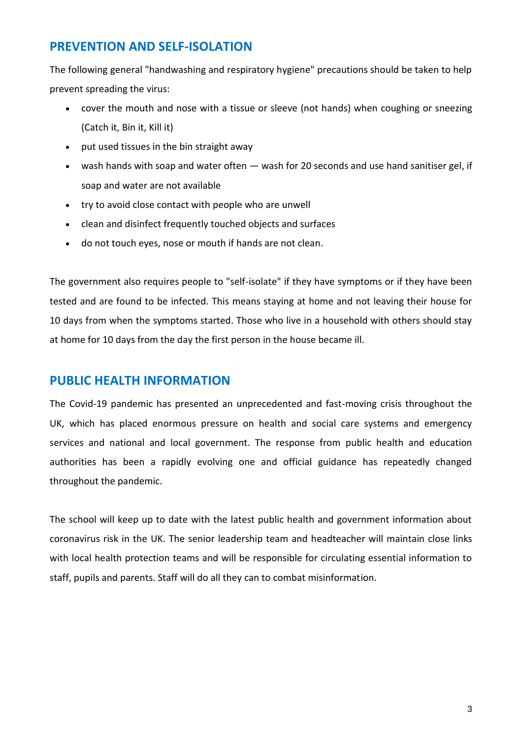## PREVENTION AND SELF-ISOLATION

The following general "handwashing and respiratory hygiene" precautions should be taken to help prevent spreading the virus:

- cover the mouth and nose with a tissue or sleeve (not hands) when coughing or sneezing (Catch it, Bin it, Kill it)
- put used tissues in the bin straight away
- wash hands with soap and water often — wash for 20 seconds and use hand sanitiser gel, if soap and water are not available
- try to avoid close contact with people who are unwell
- clean and disinfect frequently touched objects and surfaces
- do not touch eyes, nose or mouth if hands are not clean.

The government also requires people to "self-isolate" if they have symptoms or if they have been tested and are found to be infected. This means staying at home and not leaving their house for 10 days from when the symptoms started. Those who live in a household with others should stay at home for 10 days from the day the first person in the house became ill.

## PUBLIC HEALTH INFORMATION

The Covid-19 pandemic has presented an unprecedented and fast-moving crisis throughout the UK, which has placed enormous pressure on health and social care systems and emergency services and national and local government. The response from public health and education authorities has been a rapidly evolving one and official guidance has repeatedly changed throughout the pandemic.

The school will keep up to date with the latest public health and government information about coronavirus risk in the UK. The senior leadership team and headteacher will maintain close links with local health protection teams and will be responsible for circulating essential information to staff, pupils and parents. Staff will do all they can to combat misinformation.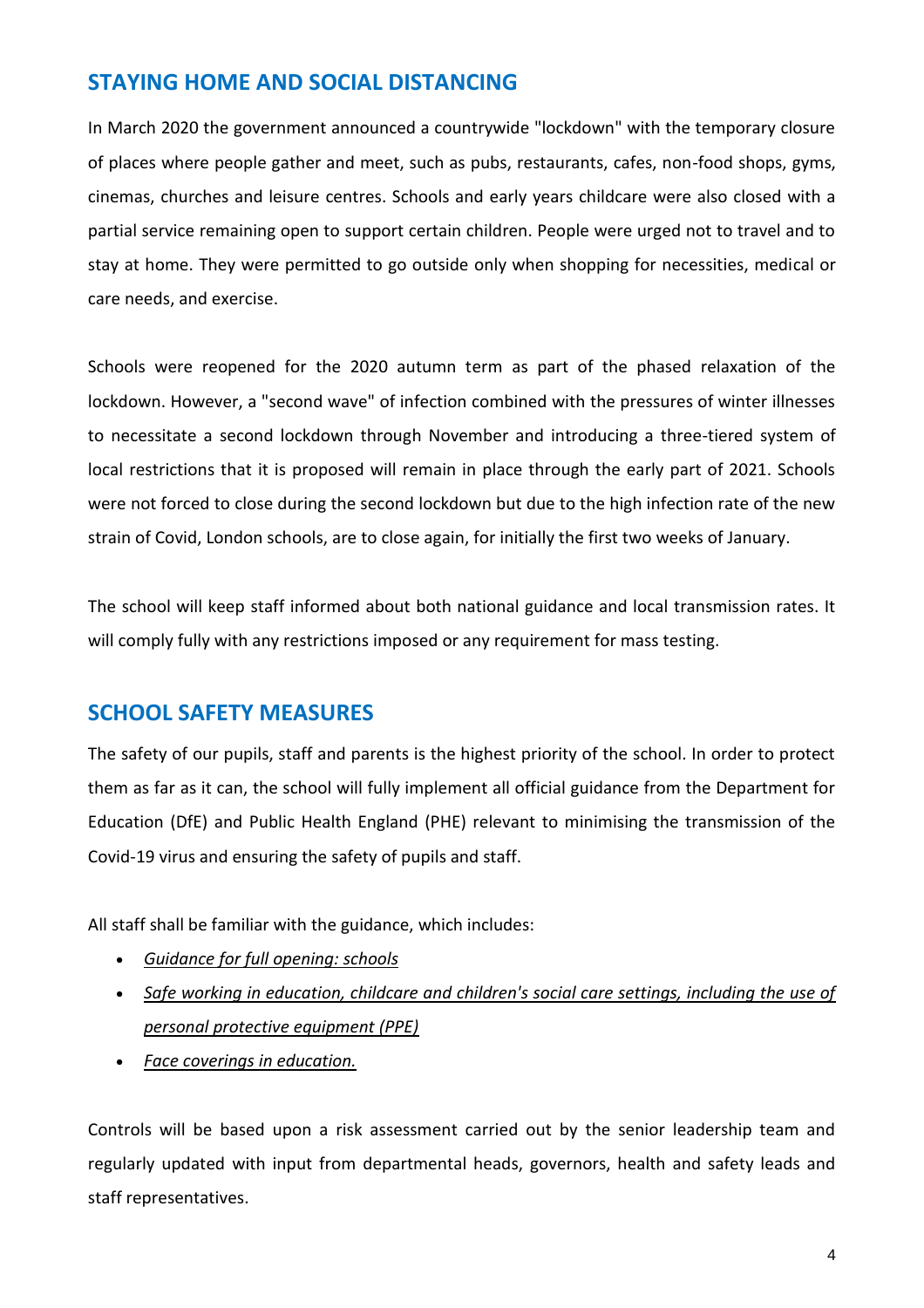## STAYING HOME AND SOCIAL DISTANCING

In March 2020 the government announced a countrywide "lockdown" with the temporary closure of places where people gather and meet, such as pubs, restaurants, cafes, non-food shops, gyms, cinemas, churches and leisure centres. Schools and early years childcare were also closed with a partial service remaining open to support certain children. People were urged not to travel and to stay at home. They were permitted to go outside only when shopping for necessities, medical or care needs, and exercise.

Schools were reopened for the 2020 autumn term as part of the phased relaxation of the lockdown. However, a "second wave" of infection combined with the pressures of winter illnesses to necessitate a second lockdown through November and introducing a three-tiered system of local restrictions that it is proposed will remain in place through the early part of 2021. Schools were not forced to close during the second lockdown but due to the high infection rate of the new strain of Covid, London schools, are to close again, for initially the first two weeks of January.

The school will keep staff informed about both national guidance and local transmission rates. It will comply fully with any restrictions imposed or any requirement for mass testing.

## SCHOOL SAFETY MEASURES

The safety of our pupils, staff and parents is the highest priority of the school. In order to protect them as far as it can, the school will fully implement all official guidance from the Department for Education (DfE) and Public Health England (PHE) relevant to minimising the transmission of the Covid-19 virus and ensuring the safety of pupils and staff.

All staff shall be familiar with the guidance, which includes:

- *Guidance for full opening: schools*
- *Safe working in education, childcare and children's social care settings, including the use of personal protective equipment (PPE)*
- *Face coverings in education.*

Controls will be based upon a risk assessment carried out by the senior leadership team and regularly updated with input from departmental heads, governors, health and safety leads and staff representatives.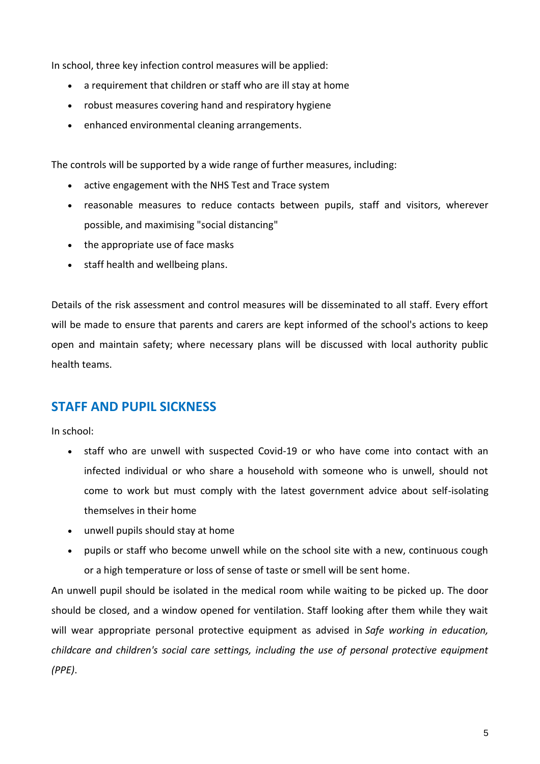In school, three key infection control measures will be applied:

- a requirement that children or staff who are ill stay at home
- robust measures covering hand and respiratory hygiene
- enhanced environmental cleaning arrangements.

The controls will be supported by a wide range of further measures, including:

- active engagement with the NHS Test and Trace system
- reasonable measures to reduce contacts between pupils, staff and visitors, wherever possible, and maximising "social distancing"
- the appropriate use of face masks
- staff health and wellbeing plans.

Details of the risk assessment and control measures will be disseminated to all staff. Every effort will be made to ensure that parents and carers are kept informed of the school's actions to keep open and maintain safety; where necessary plans will be discussed with local authority public health teams.

## STAFF AND PUPIL SICKNESS

In school:

- staff who are unwell with suspected Covid-19 or who have come into contact with an infected individual or who share a household with someone who is unwell, should not come to work but must comply with the latest government advice about self-isolating themselves in their home
- unwell pupils should stay at home
- pupils or staff who become unwell while on the school site with a new, continuous cough or a high temperature or loss of sense of taste or smell will be sent home.

An unwell pupil should be isolated in the medical room while waiting to be picked up. The door should be closed, and a window opened for ventilation. Staff looking after them while they wait will wear appropriate personal protective equipment as advised in *Safe working in education, childcare and children's social care settings, including the use of personal protective equipment (PPE)*.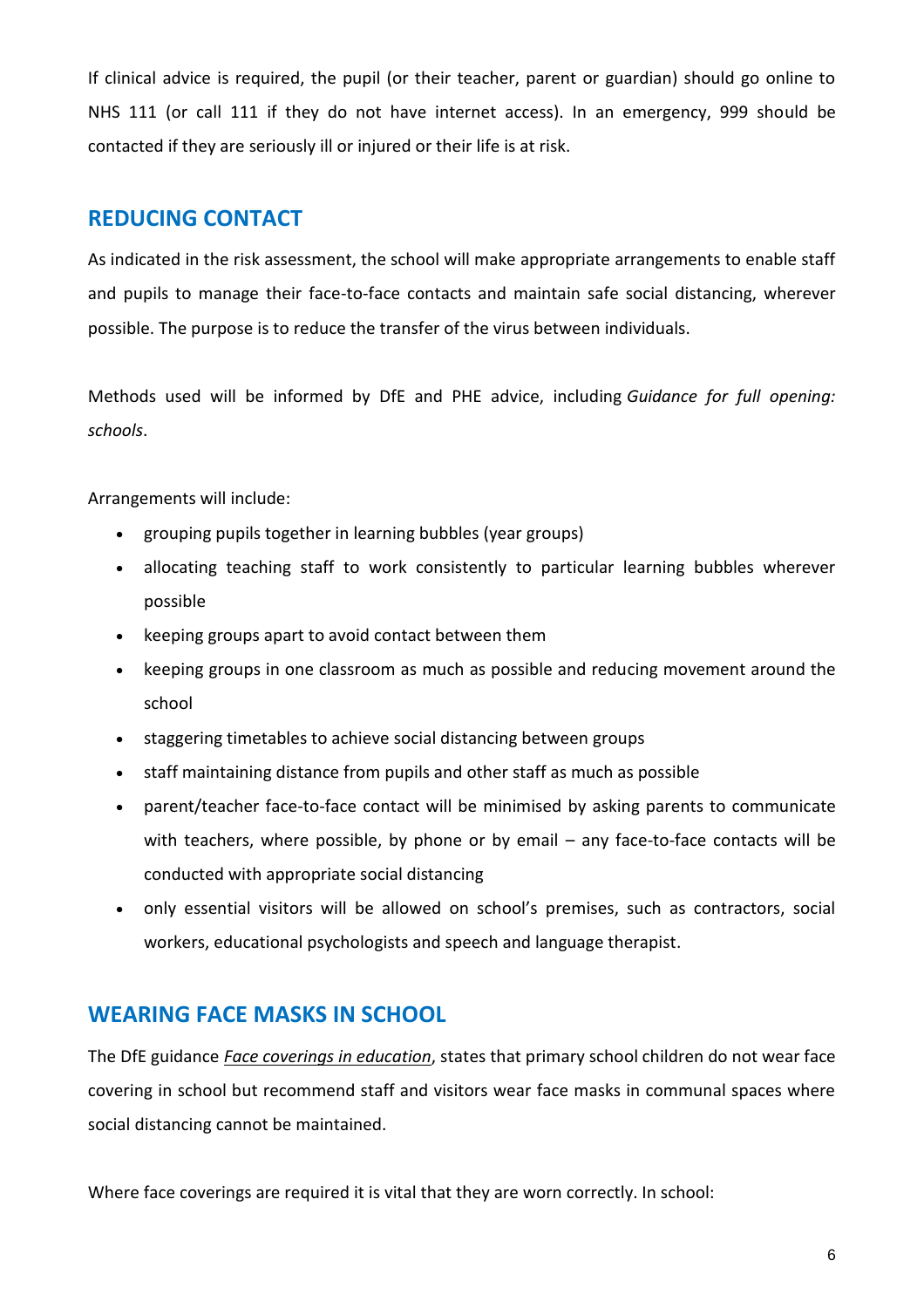If clinical advice is required, the pupil (or their teacher, parent or guardian) should go online to NHS 111 (or call 111 if they do not have internet access). In an emergency, 999 should be contacted if they are seriously ill or injured or their life is at risk.

## REDUCING CONTACT

As indicated in the risk assessment, the school will make appropriate arrangements to enable staff and pupils to manage their face-to-face contacts and maintain safe social distancing, wherever possible. The purpose is to reduce the transfer of the virus between individuals.

Methods used will be informed by DfE and PHE advice, including *Guidance for full opening: schools*.

Arrangements will include:

- grouping pupils together in learning bubbles (year groups)
- allocating teaching staff to work consistently to particular learning bubbles wherever possible
- keeping groups apart to avoid contact between them
- keeping groups in one classroom as much as possible and reducing movement around the school
- staggering timetables to achieve social distancing between groups
- staff maintaining distance from pupils and other staff as much as possible
- parent/teacher face-to-face contact will be minimised by asking parents to communicate with teachers, where possible, by phone or by email – any face-to-face contacts will be conducted with appropriate social distancing
- only essential visitors will be allowed on school's premises, such as contractors, social workers, educational psychologists and speech and language therapist.

## WEARING FACE MASKS IN SCHOOL

The DfE guidance *Face coverings in education*, states that primary school children do not wear face covering in school but recommend staff and visitors wear face masks in communal spaces where social distancing cannot be maintained.

Where face coverings are required it is vital that they are worn correctly. In school: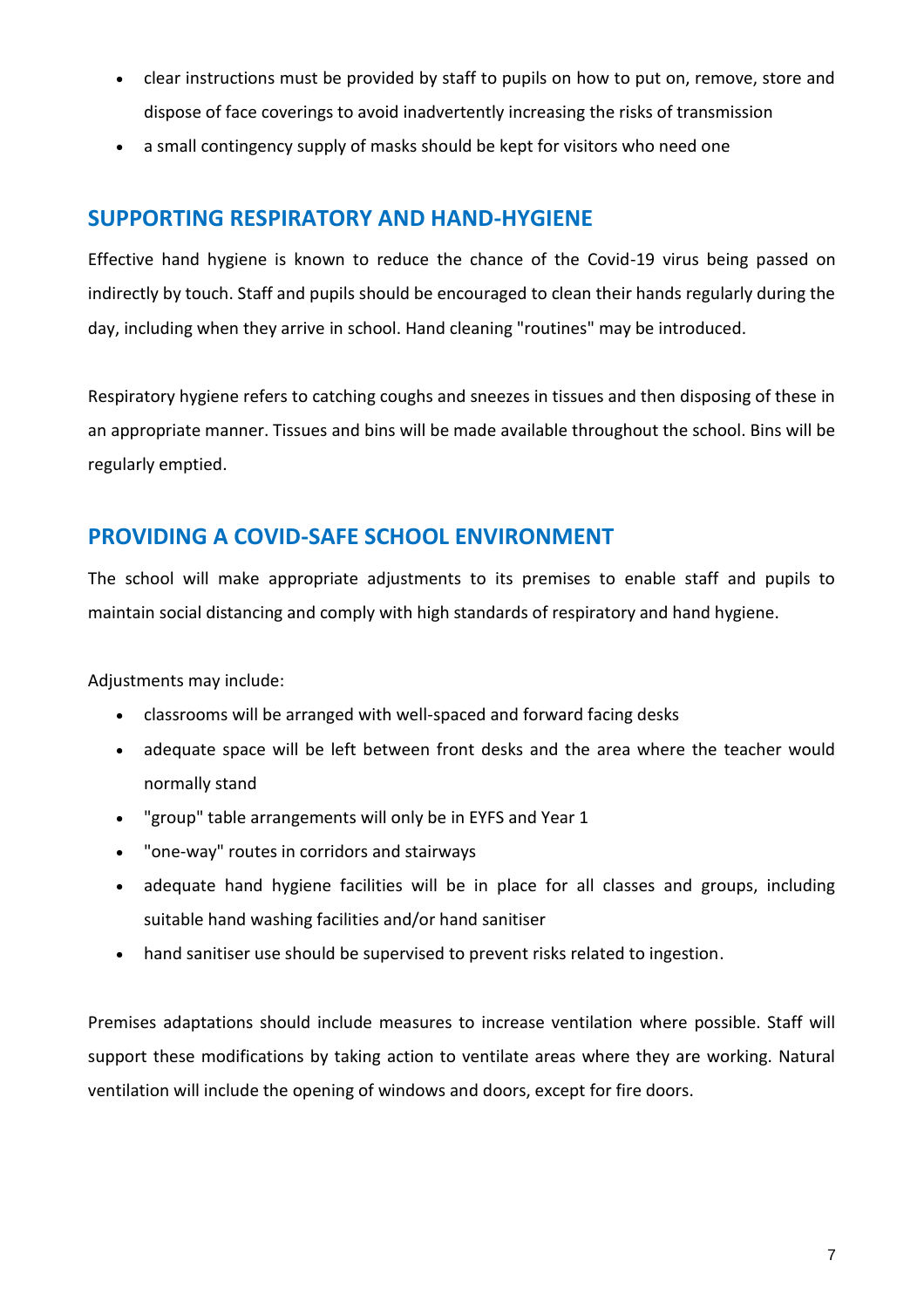- clear instructions must be provided by staff to pupils on how to put on, remove, store and dispose of face coverings to avoid inadvertently increasing the risks of transmission
- a small contingency supply of masks should be kept for visitors who need one

## SUPPORTING RESPIRATORY AND HAND-HYGIENE

Effective hand hygiene is known to reduce the chance of the Covid-19 virus being passed on indirectly by touch. Staff and pupils should be encouraged to clean their hands regularly during the day, including when they arrive in school. Hand cleaning "routines" may be introduced.

Respiratory hygiene refers to catching coughs and sneezes in tissues and then disposing of these in an appropriate manner. Tissues and bins will be made available throughout the school. Bins will be regularly emptied.

## PROVIDING A COVID-SAFE SCHOOL ENVIRONMENT

The school will make appropriate adjustments to its premises to enable staff and pupils to maintain social distancing and comply with high standards of respiratory and hand hygiene.

Adjustments may include:

- classrooms will be arranged with well-spaced and forward facing desks
- adequate space will be left between front desks and the area where the teacher would normally stand
- "group" table arrangements will only be in EYFS and Year 1
- "one-way" routes in corridors and stairways
- adequate hand hygiene facilities will be in place for all classes and groups, including suitable hand washing facilities and/or hand sanitiser
- hand sanitiser use should be supervised to prevent risks related to ingestion.

Premises adaptations should include measures to increase ventilation where possible. Staff will support these modifications by taking action to ventilate areas where they are working. Natural ventilation will include the opening of windows and doors, except for fire doors.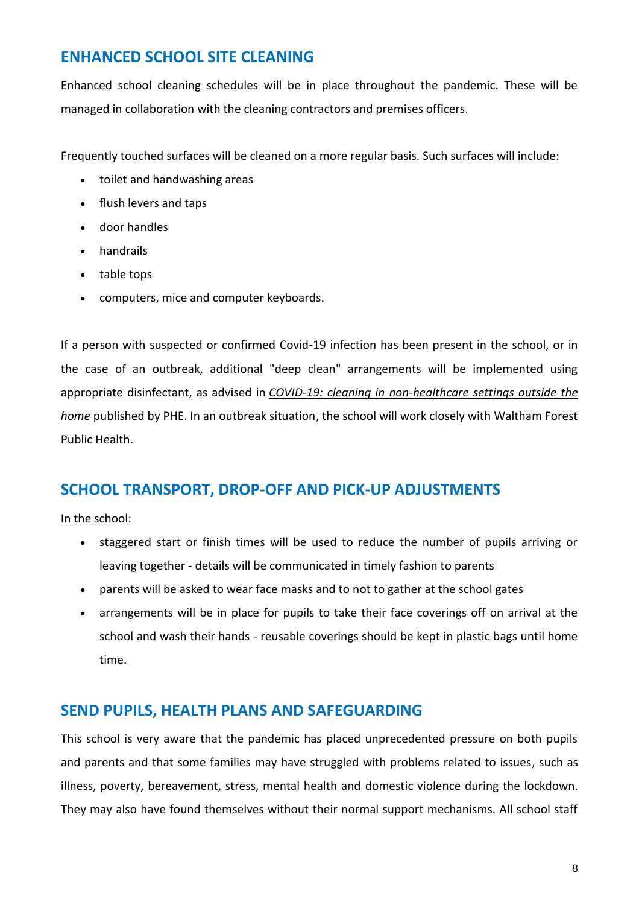## ENHANCED SCHOOL SITE CLEANING

Enhanced school cleaning schedules will be in place throughout the pandemic. These will be managed in collaboration with the cleaning contractors and premises officers.

Frequently touched surfaces will be cleaned on a more regular basis. Such surfaces will include:

- toilet and handwashing areas
- flush levers and taps
- door handles
- handrails
- table tops
- computers, mice and computer keyboards.

If a person with suspected or confirmed Covid-19 infection has been present in the school, or in the case of an outbreak, additional "deep clean" arrangements will be implemented using appropriate disinfectant, as advised in *COVID-19: cleaning in non-healthcare settings outside the home* published by PHE. In an outbreak situation, the school will work closely with Waltham Forest Public Health.

## SCHOOL TRANSPORT, DROP-OFF AND PICK-UP ADJUSTMENTS

In the school:

- staggered start or finish times will be used to reduce the number of pupils arriving or leaving together - details will be communicated in timely fashion to parents
- parents will be asked to wear face masks and to not to gather at the school gates
- arrangements will be in place for pupils to take their face coverings off on arrival at the school and wash their hands - reusable coverings should be kept in plastic bags until home time.

## SEND PUPILS, HEALTH PLANS AND SAFEGUARDING

This school is very aware that the pandemic has placed unprecedented pressure on both pupils and parents and that some families may have struggled with problems related to issues, such as illness, poverty, bereavement, stress, mental health and domestic violence during the lockdown. They may also have found themselves without their normal support mechanisms. All school staff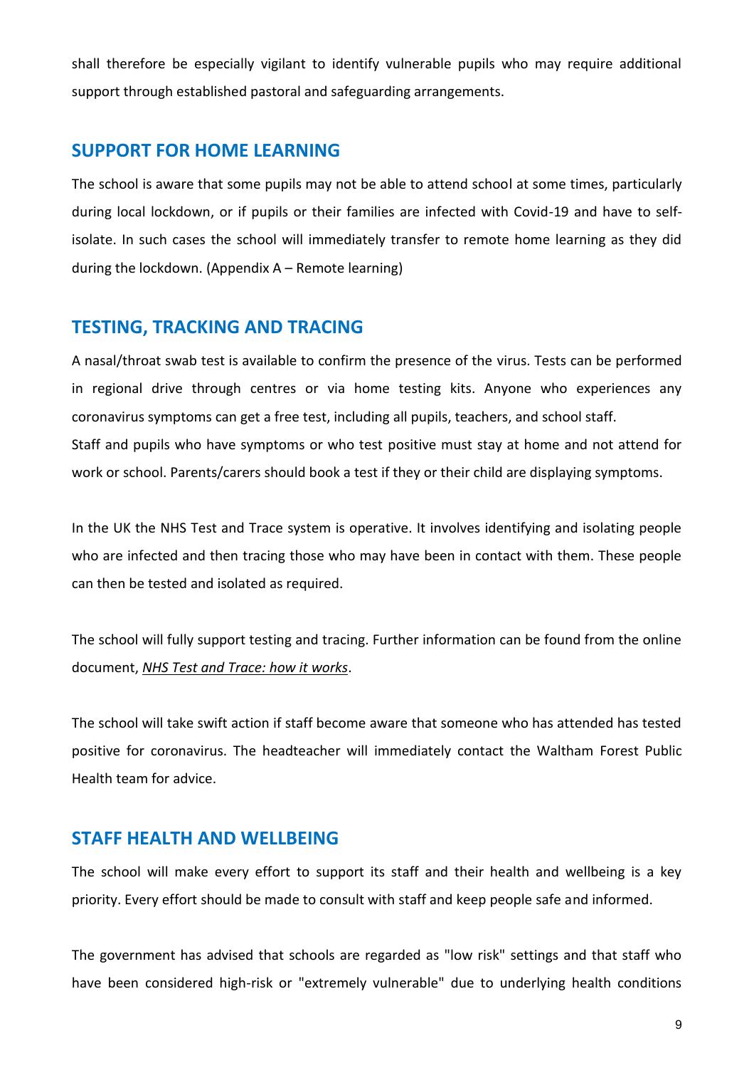shall therefore be especially vigilant to identify vulnerable pupils who may require additional support through established pastoral and safeguarding arrangements.

## SUPPORT FOR HOME LEARNING

The school is aware that some pupils may not be able to attend school at some times, particularly during local lockdown, or if pupils or their families are infected with Covid-19 and have to self-isolate. In such cases the school will immediately transfer to remote home learning as they did during the lockdown. (Appendix A – Remote learning)

## TESTING, TRACKING AND TRACING

A nasal/throat swab test is available to confirm the presence of the virus. Tests can be performed in regional drive through centres or via home testing kits. Anyone who experiences any coronavirus symptoms can get a free test, including all pupils, teachers, and school staff.
Staff and pupils who have symptoms or who test positive must stay at home and not attend for work or school. Parents/carers should book a test if they or their child are displaying symptoms.

In the UK the NHS Test and Trace system is operative. It involves identifying and isolating people who are infected and then tracing those who may have been in contact with them. These people can then be tested and isolated as required.

The school will fully support testing and tracing. Further information can be found from the online document, *NHS Test and Trace: how it works*.

The school will take swift action if staff become aware that someone who has attended has tested positive for coronavirus. The headteacher will immediately contact the Waltham Forest Public Health team for advice.

## STAFF HEALTH AND WELLBEING

The school will make every effort to support its staff and their health and wellbeing is a key priority. Every effort should be made to consult with staff and keep people safe and informed.

The government has advised that schools are regarded as "low risk" settings and that staff who have been considered high-risk or "extremely vulnerable" due to underlying health conditions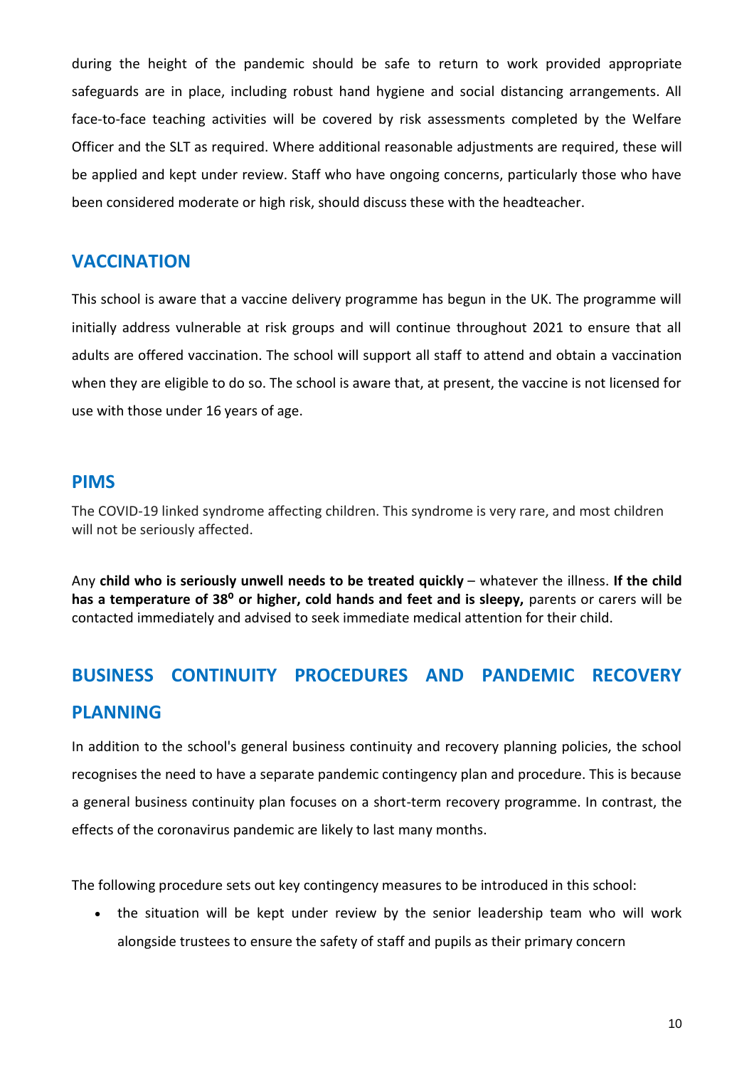during the height of the pandemic should be safe to return to work provided appropriate safeguards are in place, including robust hand hygiene and social distancing arrangements. All face-to-face teaching activities will be covered by risk assessments completed by the Welfare Officer and the SLT as required. Where additional reasonable adjustments are required, these will be applied and kept under review. Staff who have ongoing concerns, particularly those who have been considered moderate or high risk, should discuss these with the headteacher.

## VACCINATION

This school is aware that a vaccine delivery programme has begun in the UK. The programme will initially address vulnerable at risk groups and will continue throughout 2021 to ensure that all adults are offered vaccination. The school will support all staff to attend and obtain a vaccination when they are eligible to do so. The school is aware that, at present, the vaccine is not licensed for use with those under 16 years of age.

## PIMS

The COVID-19 linked syndrome affecting children. This syndrome is very rare, and most children will not be seriously affected.

Any **child who is seriously unwell needs to be treated quickly** – whatever the illness. **If the child has a temperature of 38$^o$ or higher, cold hands and feet and is sleepy,** parents or carers will be contacted immediately and advised to seek immediate medical attention for their child.

## BUSINESS CONTINUITY PROCEDURES AND PANDEMIC RECOVERY PLANNING

In addition to the school's general business continuity and recovery planning policies, the school recognises the need to have a separate pandemic contingency plan and procedure. This is because a general business continuity plan focuses on a short-term recovery programme. In contrast, the effects of the coronavirus pandemic are likely to last many months.

The following procedure sets out key contingency measures to be introduced in this school:

- the situation will be kept under review by the senior leadership team who will work alongside trustees to ensure the safety of staff and pupils as their primary concern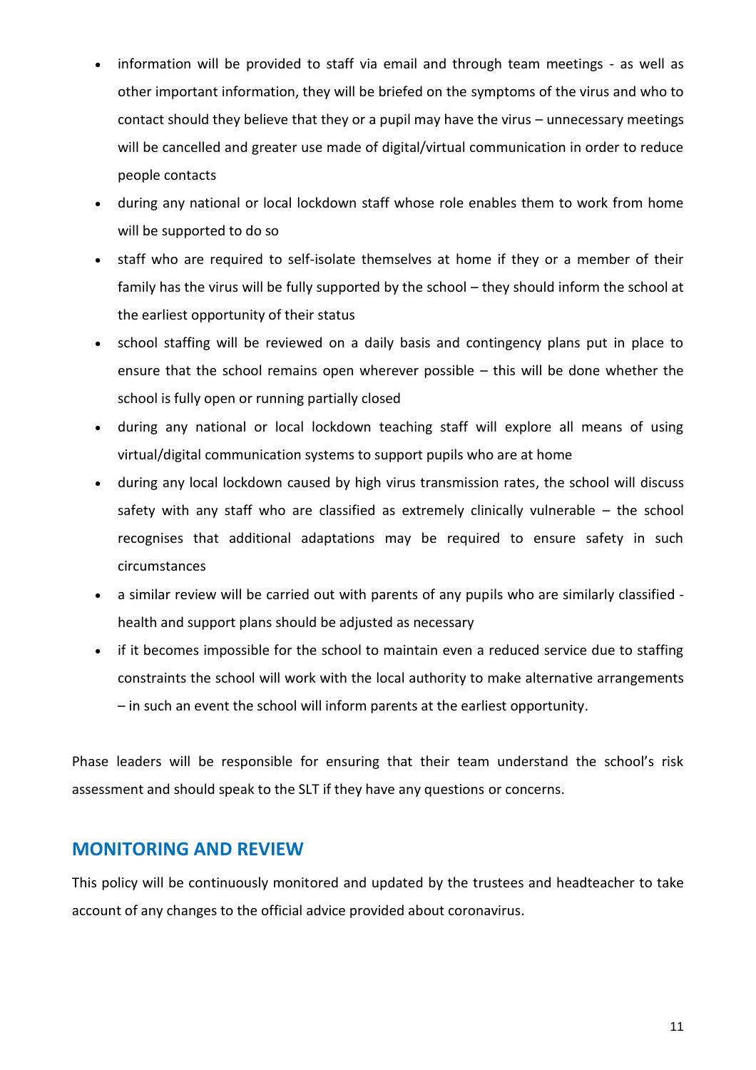- information will be provided to staff via email and through team meetings - as well as other important information, they will be briefed on the symptoms of the virus and who to contact should they believe that they or a pupil may have the virus – unnecessary meetings will be cancelled and greater use made of digital/virtual communication in order to reduce people contacts
- during any national or local lockdown staff whose role enables them to work from home will be supported to do so
- staff who are required to self-isolate themselves at home if they or a member of their family has the virus will be fully supported by the school – they should inform the school at the earliest opportunity of their status
- school staffing will be reviewed on a daily basis and contingency plans put in place to ensure that the school remains open wherever possible – this will be done whether the school is fully open or running partially closed
- during any national or local lockdown teaching staff will explore all means of using virtual/digital communication systems to support pupils who are at home
- during any local lockdown caused by high virus transmission rates, the school will discuss safety with any staff who are classified as extremely clinically vulnerable – the school recognises that additional adaptations may be required to ensure safety in such circumstances
- a similar review will be carried out with parents of any pupils who are similarly classified - health and support plans should be adjusted as necessary
- if it becomes impossible for the school to maintain even a reduced service due to staffing constraints the school will work with the local authority to make alternative arrangements – in such an event the school will inform parents at the earliest opportunity.

Phase leaders will be responsible for ensuring that their team understand the school's risk assessment and should speak to the SLT if they have any questions or concerns.

## MONITORING AND REVIEW

This policy will be continuously monitored and updated by the trustees and headteacher to take account of any changes to the official advice provided about coronavirus.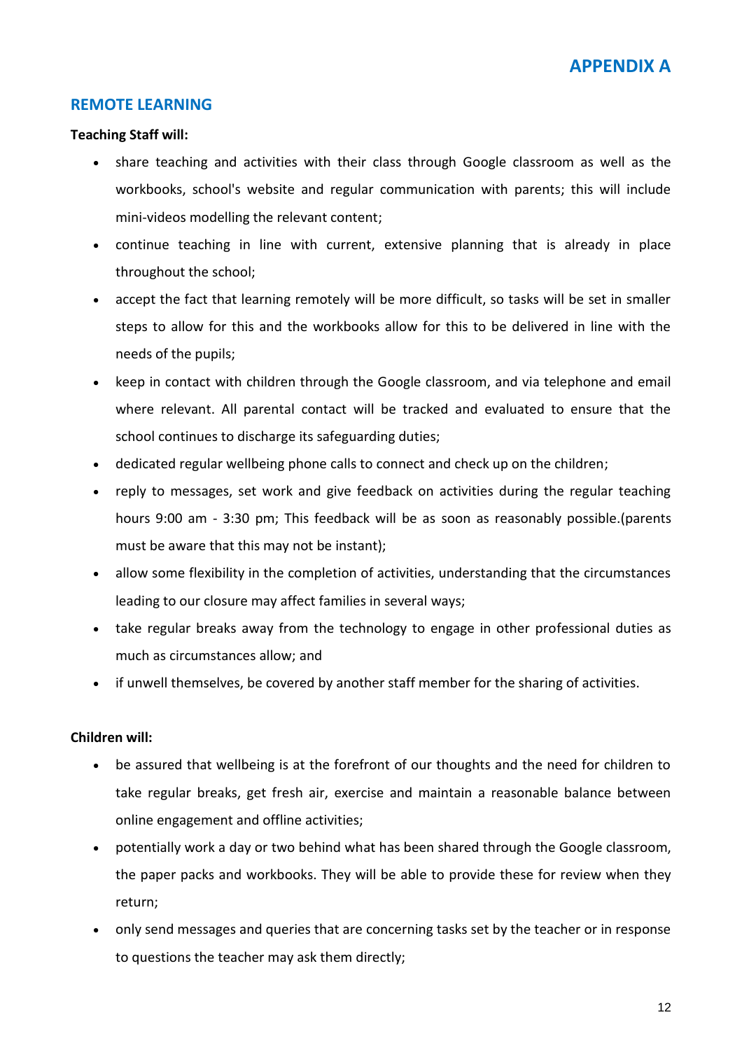# APPENDIX A

## REMOTE LEARNING

**Teaching Staff will:**

- share teaching and activities with their class through Google classroom as well as the workbooks, school's website and regular communication with parents; this will include mini-videos modelling the relevant content;
- continue teaching in line with current, extensive planning that is already in place throughout the school;
- accept the fact that learning remotely will be more difficult, so tasks will be set in smaller steps to allow for this and the workbooks allow for this to be delivered in line with the needs of the pupils;
- keep in contact with children through the Google classroom, and via telephone and email where relevant. All parental contact will be tracked and evaluated to ensure that the school continues to discharge its safeguarding duties;
- dedicated regular wellbeing phone calls to connect and check up on the children;
- reply to messages, set work and give feedback on activities during the regular teaching hours 9:00 am - 3:30 pm; This feedback will be as soon as reasonably possible.(parents must be aware that this may not be instant);
- allow some flexibility in the completion of activities, understanding that the circumstances leading to our closure may affect families in several ways;
- take regular breaks away from the technology to engage in other professional duties as much as circumstances allow; and
- if unwell themselves, be covered by another staff member for the sharing of activities.

**Children will:**

- be assured that wellbeing is at the forefront of our thoughts and the need for children to take regular breaks, get fresh air, exercise and maintain a reasonable balance between online engagement and offline activities;
- potentially work a day or two behind what has been shared through the Google classroom, the paper packs and workbooks. They will be able to provide these for review when they return;
- only send messages and queries that are concerning tasks set by the teacher or in response to questions the teacher may ask them directly;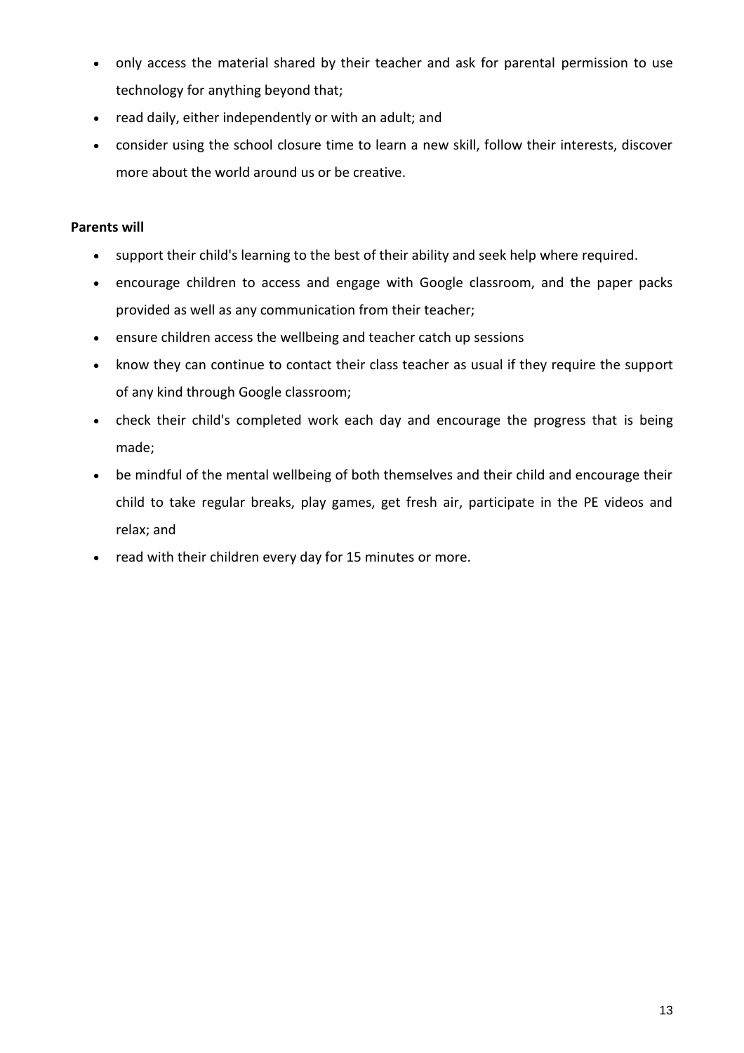- only access the material shared by their teacher and ask for parental permission to use technology for anything beyond that;
- read daily, either independently or with an adult; and
- consider using the school closure time to learn a new skill, follow their interests, discover more about the world around us or be creative.

**Parents will**

- support their child's learning to the best of their ability and seek help where required.
- encourage children to access and engage with Google classroom, and the paper packs provided as well as any communication from their teacher;
- ensure children access the wellbeing and teacher catch up sessions
- know they can continue to contact their class teacher as usual if they require the support of any kind through Google classroom;
- check their child's completed work each day and encourage the progress that is being made;
- be mindful of the mental wellbeing of both themselves and their child and encourage their child to take regular breaks, play games, get fresh air, participate in the PE videos and relax; and
- read with their children every day for 15 minutes or more.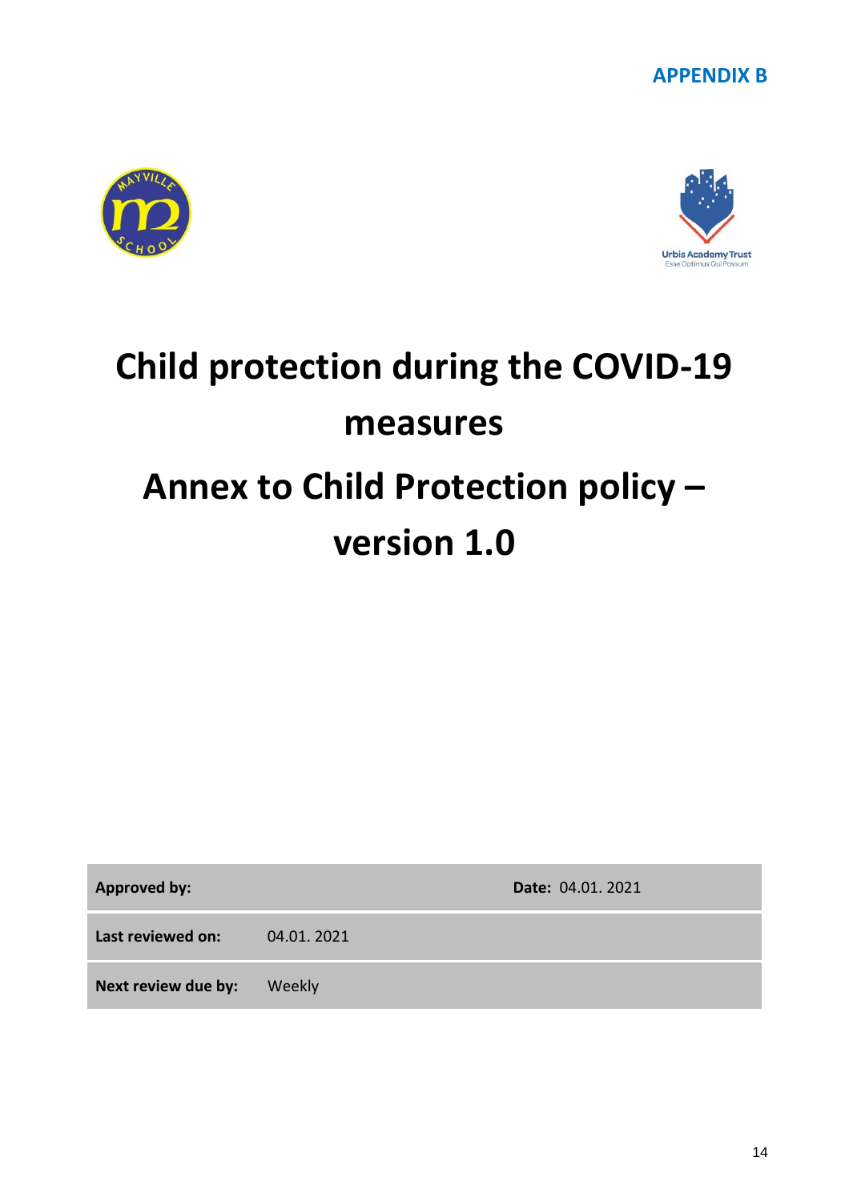APPENDIX B

Mayville School

Urbis Academy Trust
Esse Optimus Qui Possum

# Child protection during the COVID-19 measures

# Annex to Child Protection policy – version 1.0

| | | | |
|---|---|---|---|
| **Approved by:** | | **Date:** | 04.01. 2021 |
| **Last reviewed on:** | 04.01. 2021 | | |
| **Next review due by:** | Weekly | | |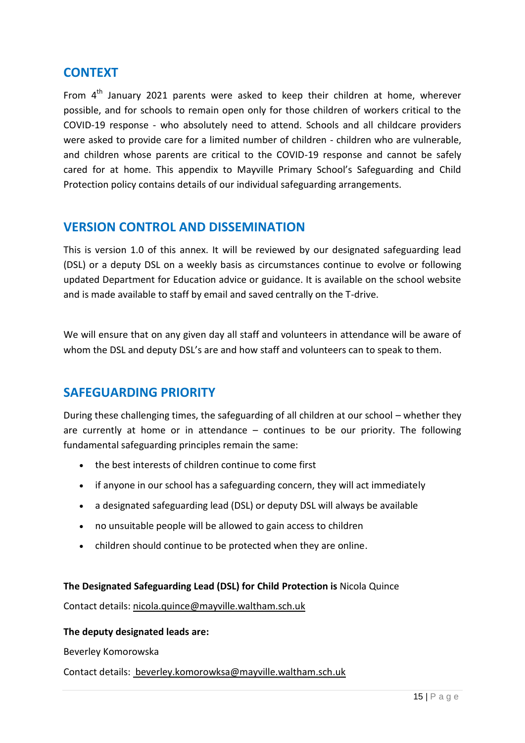## CONTEXT

From 4th January 2021 parents were asked to keep their children at home, wherever possible, and for schools to remain open only for those children of workers critical to the COVID-19 response - who absolutely need to attend. Schools and all childcare providers were asked to provide care for a limited number of children - children who are vulnerable, and children whose parents are critical to the COVID-19 response and cannot be safely cared for at home. This appendix to Mayville Primary School's Safeguarding and Child Protection policy contains details of our individual safeguarding arrangements.

## VERSION CONTROL AND DISSEMINATION

This is version 1.0 of this annex. It will be reviewed by our designated safeguarding lead (DSL) or a deputy DSL on a weekly basis as circumstances continue to evolve or following updated Department for Education advice or guidance. It is available on the school website and is made available to staff by email and saved centrally on the T-drive.

We will ensure that on any given day all staff and volunteers in attendance will be aware of whom the DSL and deputy DSL's are and how staff and volunteers can to speak to them.

## SAFEGUARDING PRIORITY

During these challenging times, the safeguarding of all children at our school – whether they are currently at home or in attendance – continues to be our priority. The following fundamental safeguarding principles remain the same:

- the best interests of children continue to come first
- if anyone in our school has a safeguarding concern, they will act immediately
- a designated safeguarding lead (DSL) or deputy DSL will always be available
- no unsuitable people will be allowed to gain access to children
- children should continue to be protected when they are online.

**The Designated Safeguarding Lead (DSL) for Child Protection is** Nicola Quince

Contact details: nicola.quince@mayville.waltham.sch.uk

**The deputy designated leads are:**

Beverley Komorowska

Contact details: beverley.komorowksa@mayville.waltham.sch.uk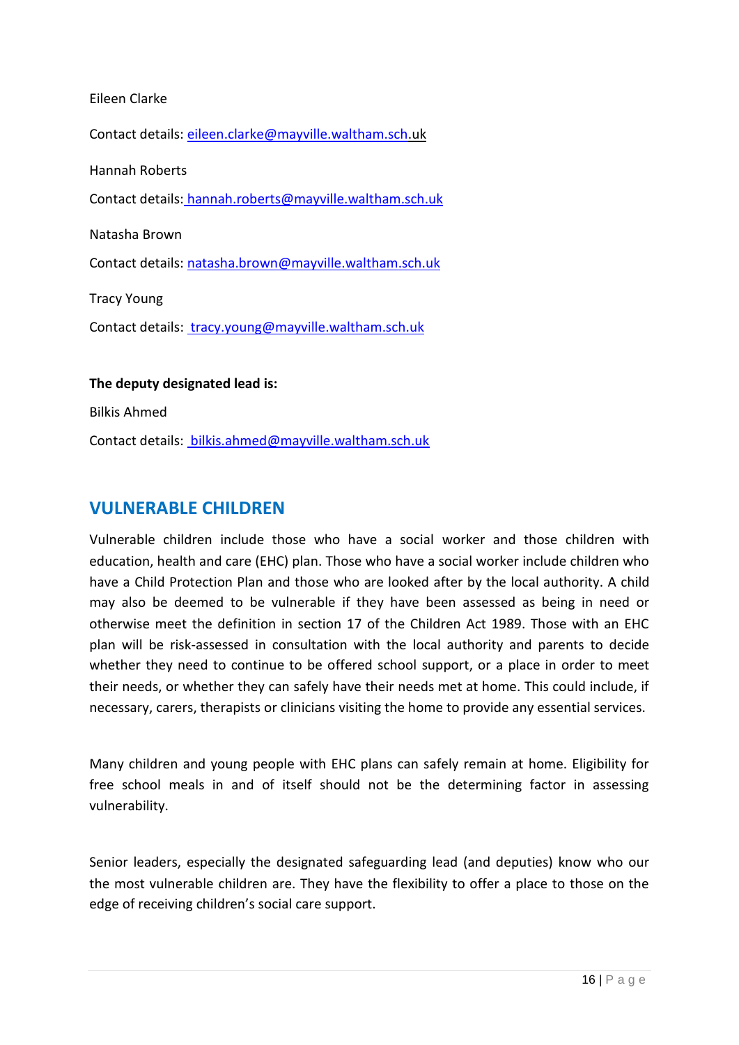Eileen Clarke

Contact details: eileen.clarke@mayville.waltham.sch.uk

Hannah Roberts

Contact details: hannah.roberts@mayville.waltham.sch.uk

Natasha Brown

Contact details: natasha.brown@mayville.waltham.sch.uk

Tracy Young

Contact details: tracy.young@mayville.waltham.sch.uk

**The deputy designated lead is:**

Bilkis Ahmed

Contact details: bilkis.ahmed@mayville.waltham.sch.uk

## VULNERABLE CHILDREN

Vulnerable children include those who have a social worker and those children with education, health and care (EHC) plan. Those who have a social worker include children who have a Child Protection Plan and those who are looked after by the local authority. A child may also be deemed to be vulnerable if they have been assessed as being in need or otherwise meet the definition in section 17 of the Children Act 1989. Those with an EHC plan will be risk-assessed in consultation with the local authority and parents to decide whether they need to continue to be offered school support, or a place in order to meet their needs, or whether they can safely have their needs met at home. This could include, if necessary, carers, therapists or clinicians visiting the home to provide any essential services.

Many children and young people with EHC plans can safely remain at home. Eligibility for free school meals in and of itself should not be the determining factor in assessing vulnerability.

Senior leaders, especially the designated safeguarding lead (and deputies) know who our the most vulnerable children are. They have the flexibility to offer a place to those on the edge of receiving children's social care support.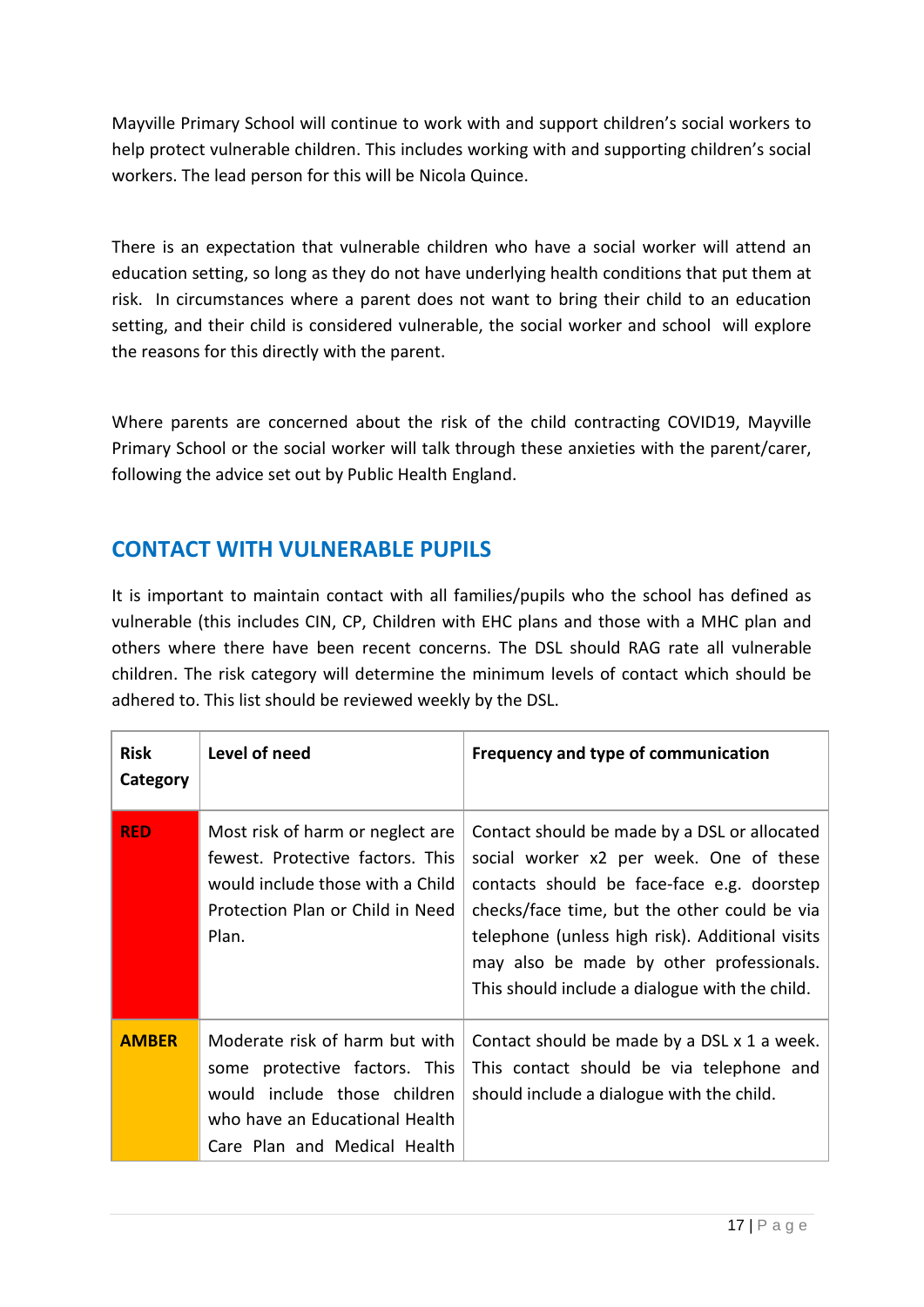Mayville Primary School will continue to work with and support children's social workers to help protect vulnerable children. This includes working with and supporting children's social workers. The lead person for this will be Nicola Quince.

There is an expectation that vulnerable children who have a social worker will attend an education setting, so long as they do not have underlying health conditions that put them at risk. In circumstances where a parent does not want to bring their child to an education setting, and their child is considered vulnerable, the social worker and school will explore the reasons for this directly with the parent.

Where parents are concerned about the risk of the child contracting COVID19, Mayville Primary School or the social worker will talk through these anxieties with the parent/carer, following the advice set out by Public Health England.

## CONTACT WITH VULNERABLE PUPILS

It is important to maintain contact with all families/pupils who the school has defined as vulnerable (this includes CIN, CP, Children with EHC plans and those with a MHC plan and others where there have been recent concerns. The DSL should RAG rate all vulnerable children. The risk category will determine the minimum levels of contact which should be adhered to. This list should be reviewed weekly by the DSL.

| Risk Category | Level of need | Frequency and type of communication |
|---|---|---|
| **RED** | Most risk of harm or neglect are fewest. Protective factors. This would include those with a Child Protection Plan or Child in Need Plan. | Contact should be made by a DSL or allocated social worker x2 per week. One of these contacts should be face-face e.g. doorstep checks/face time, but the other could be via telephone (unless high risk). Additional visits may also be made by other professionals. This should include a dialogue with the child. |
| **AMBER** | Moderate risk of harm but with some protective factors. This would include those children who have an Educational Health Care Plan and Medical Health | Contact should be made by a DSL x 1 a week. This contact should be via telephone and should include a dialogue with the child. |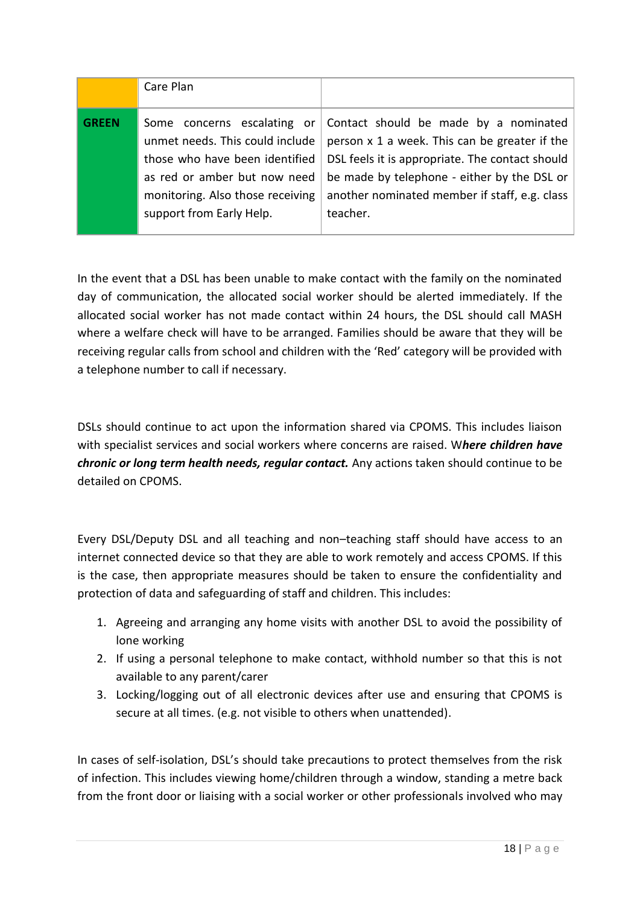| | | |
|---|---|---|
| | Care Plan | |
| **GREEN** | Some concerns escalating or unmet needs. This could include those who have been identified as red or amber but now need monitoring. Also those receiving support from Early Help. | Contact should be made by a nominated person x 1 a week. This can be greater if the DSL feels it is appropriate. The contact should be made by telephone - either by the DSL or another nominated member if staff, e.g. class teacher. |

In the event that a DSL has been unable to make contact with the family on the nominated day of communication, the allocated social worker should be alerted immediately. If the allocated social worker has not made contact within 24 hours, the DSL should call MASH where a welfare check will have to be arranged. Families should be aware that they will be receiving regular calls from school and children with the 'Red' category will be provided with a telephone number to call if necessary.

DSLs should continue to act upon the information shared via CPOMS. This includes liaison with specialist services and social workers where concerns are raised. W***here children have chronic or long term health needs, regular contact.*** Any actions taken should continue to be detailed on CPOMS.

Every DSL/Deputy DSL and all teaching and non–teaching staff should have access to an internet connected device so that they are able to work remotely and access CPOMS. If this is the case, then appropriate measures should be taken to ensure the confidentiality and protection of data and safeguarding of staff and children. This includes:

1. Agreeing and arranging any home visits with another DSL to avoid the possibility of lone working
2. If using a personal telephone to make contact, withhold number so that this is not available to any parent/carer
3. Locking/logging out of all electronic devices after use and ensuring that CPOMS is secure at all times. (e.g. not visible to others when unattended).

In cases of self-isolation, DSL's should take precautions to protect themselves from the risk of infection. This includes viewing home/children through a window, standing a metre back from the front door or liaising with a social worker or other professionals involved who may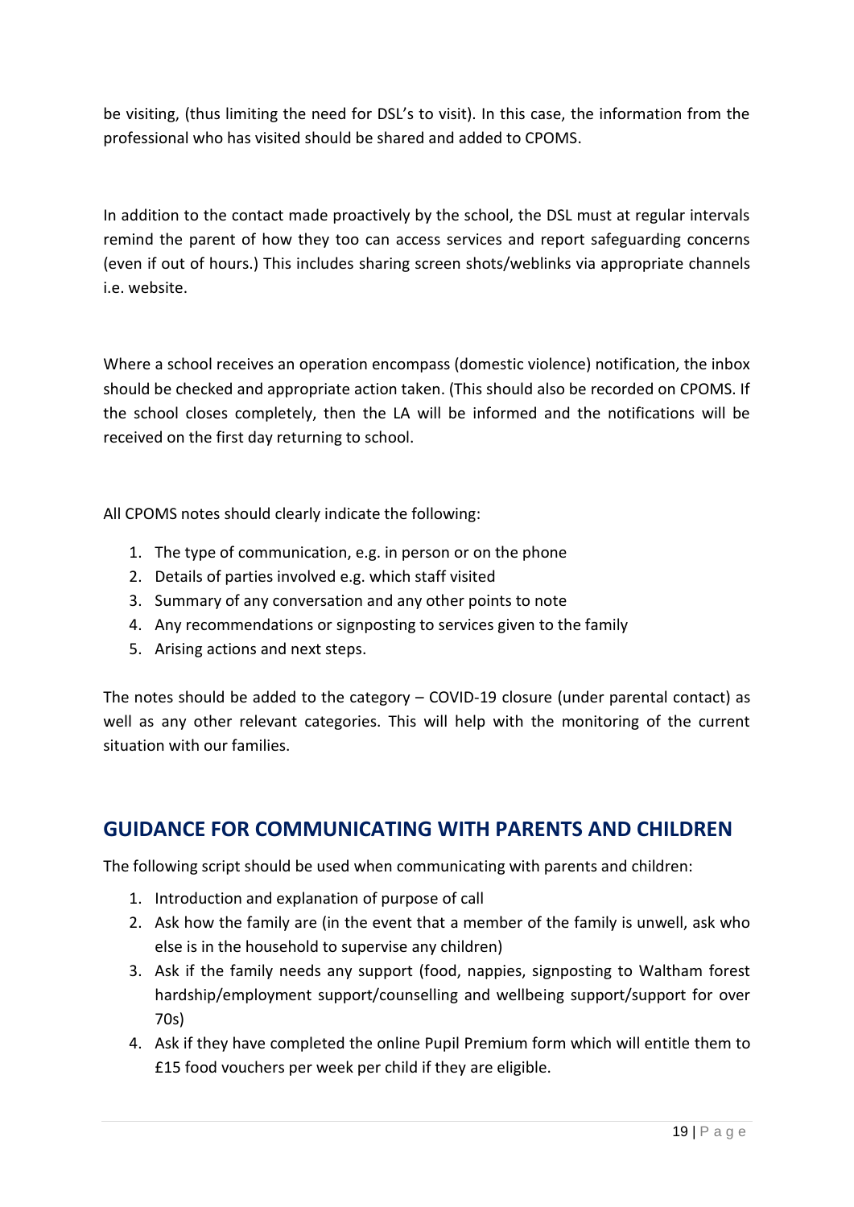be visiting, (thus limiting the need for DSL's to visit). In this case, the information from the professional who has visited should be shared and added to CPOMS.

In addition to the contact made proactively by the school, the DSL must at regular intervals remind the parent of how they too can access services and report safeguarding concerns (even if out of hours.) This includes sharing screen shots/weblinks via appropriate channels i.e. website.

Where a school receives an operation encompass (domestic violence) notification, the inbox should be checked and appropriate action taken. (This should also be recorded on CPOMS. If the school closes completely, then the LA will be informed and the notifications will be received on the first day returning to school.

All CPOMS notes should clearly indicate the following:

1. The type of communication, e.g. in person or on the phone
2. Details of parties involved e.g. which staff visited
3. Summary of any conversation and any other points to note
4. Any recommendations or signposting to services given to the family
5. Arising actions and next steps.

The notes should be added to the category – COVID-19 closure (under parental contact) as well as any other relevant categories. This will help with the monitoring of the current situation with our families.

## GUIDANCE FOR COMMUNICATING WITH PARENTS AND CHILDREN

The following script should be used when communicating with parents and children:

1. Introduction and explanation of purpose of call
2. Ask how the family are (in the event that a member of the family is unwell, ask who else is in the household to supervise any children)
3. Ask if the family needs any support (food, nappies, signposting to Waltham forest hardship/employment support/counselling and wellbeing support/support for over 70s)
4. Ask if they have completed the online Pupil Premium form which will entitle them to £15 food vouchers per week per child if they are eligible.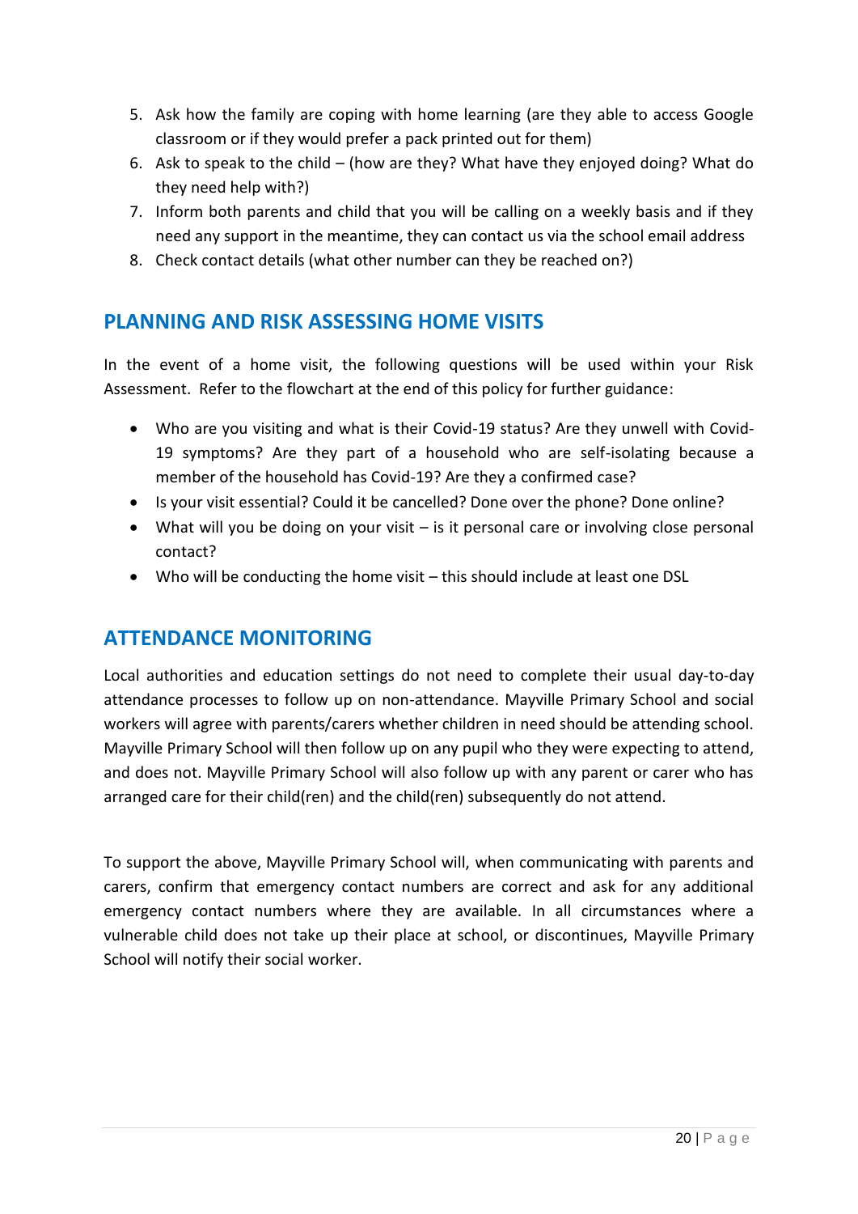5. Ask how the family are coping with home learning (are they able to access Google classroom or if they would prefer a pack printed out for them)
6. Ask to speak to the child – (how are they? What have they enjoyed doing? What do they need help with?)
7. Inform both parents and child that you will be calling on a weekly basis and if they need any support in the meantime, they can contact us via the school email address
8. Check contact details (what other number can they be reached on?)

## PLANNING AND RISK ASSESSING HOME VISITS

In the event of a home visit, the following questions will be used within your Risk Assessment. Refer to the flowchart at the end of this policy for further guidance:

- Who are you visiting and what is their Covid-19 status? Are they unwell with Covid-19 symptoms? Are they part of a household who are self-isolating because a member of the household has Covid-19? Are they a confirmed case?
- Is your visit essential? Could it be cancelled? Done over the phone? Done online?
- What will you be doing on your visit – is it personal care or involving close personal contact?
- Who will be conducting the home visit – this should include at least one DSL

## ATTENDANCE MONITORING

Local authorities and education settings do not need to complete their usual day-to-day attendance processes to follow up on non-attendance. Mayville Primary School and social workers will agree with parents/carers whether children in need should be attending school. Mayville Primary School will then follow up on any pupil who they were expecting to attend, and does not. Mayville Primary School will also follow up with any parent or carer who has arranged care for their child(ren) and the child(ren) subsequently do not attend.

To support the above, Mayville Primary School will, when communicating with parents and carers, confirm that emergency contact numbers are correct and ask for any additional emergency contact numbers where they are available. In all circumstances where a vulnerable child does not take up their place at school, or discontinues, Mayville Primary School will notify their social worker.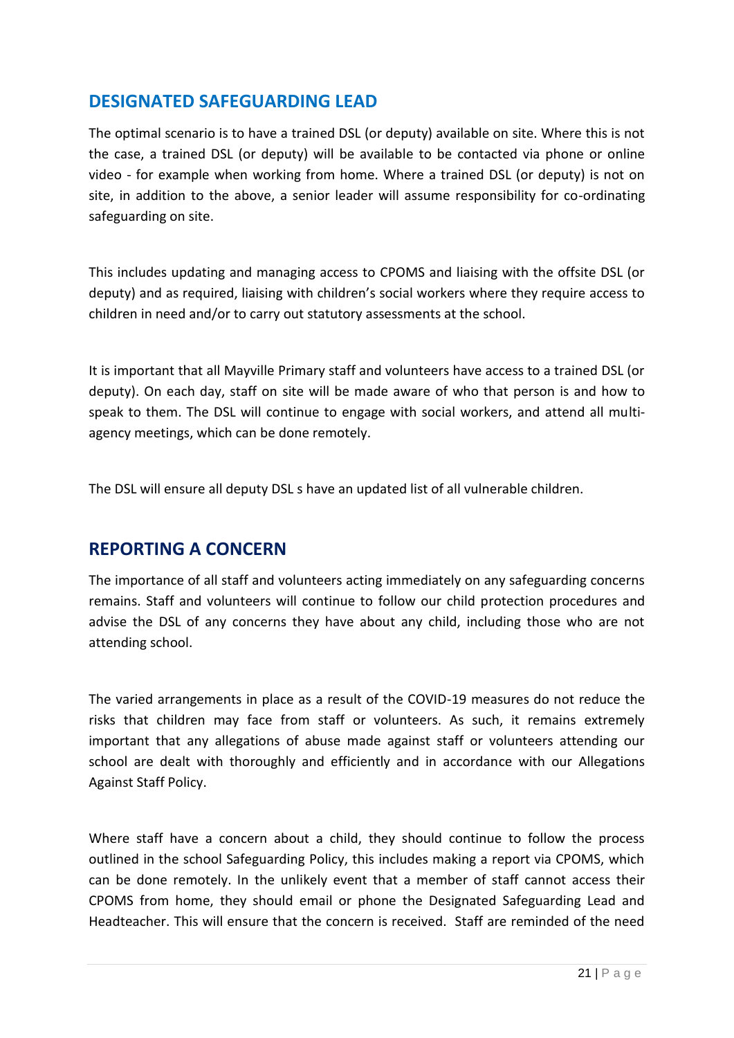## DESIGNATED SAFEGUARDING LEAD

The optimal scenario is to have a trained DSL (or deputy) available on site. Where this is not the case, a trained DSL (or deputy) will be available to be contacted via phone or online video - for example when working from home. Where a trained DSL (or deputy) is not on site, in addition to the above, a senior leader will assume responsibility for co-ordinating safeguarding on site.

This includes updating and managing access to CPOMS and liaising with the offsite DSL (or deputy) and as required, liaising with children's social workers where they require access to children in need and/or to carry out statutory assessments at the school.

It is important that all Mayville Primary staff and volunteers have access to a trained DSL (or deputy). On each day, staff on site will be made aware of who that person is and how to speak to them. The DSL will continue to engage with social workers, and attend all multi-agency meetings, which can be done remotely.

The DSL will ensure all deputy DSL s have an updated list of all vulnerable children.

## REPORTING A CONCERN

The importance of all staff and volunteers acting immediately on any safeguarding concerns remains. Staff and volunteers will continue to follow our child protection procedures and advise the DSL of any concerns they have about any child, including those who are not attending school.

The varied arrangements in place as a result of the COVID-19 measures do not reduce the risks that children may face from staff or volunteers. As such, it remains extremely important that any allegations of abuse made against staff or volunteers attending our school are dealt with thoroughly and efficiently and in accordance with our Allegations Against Staff Policy.

Where staff have a concern about a child, they should continue to follow the process outlined in the school Safeguarding Policy, this includes making a report via CPOMS, which can be done remotely. In the unlikely event that a member of staff cannot access their CPOMS from home, they should email or phone the Designated Safeguarding Lead and Headteacher. This will ensure that the concern is received. Staff are reminded of the need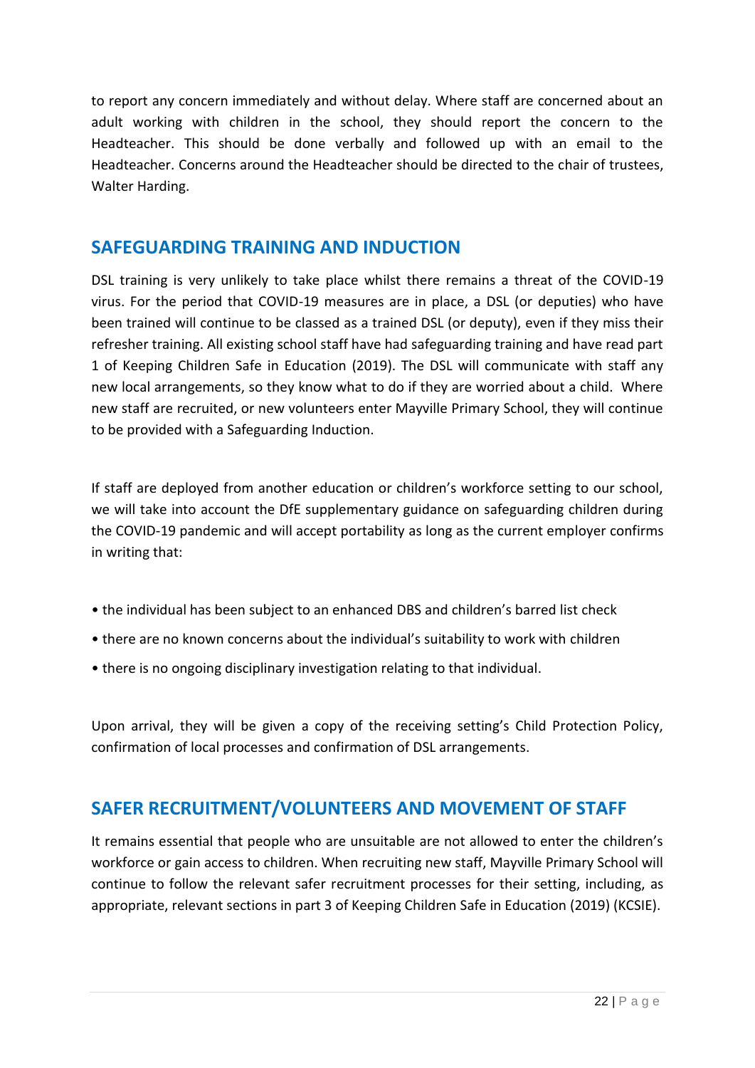to report any concern immediately and without delay. Where staff are concerned about an adult working with children in the school, they should report the concern to the Headteacher. This should be done verbally and followed up with an email to the Headteacher. Concerns around the Headteacher should be directed to the chair of trustees, Walter Harding.

## SAFEGUARDING TRAINING AND INDUCTION

DSL training is very unlikely to take place whilst there remains a threat of the COVID-19 virus. For the period that COVID-19 measures are in place, a DSL (or deputies) who have been trained will continue to be classed as a trained DSL (or deputy), even if they miss their refresher training. All existing school staff have had safeguarding training and have read part 1 of Keeping Children Safe in Education (2019). The DSL will communicate with staff any new local arrangements, so they know what to do if they are worried about a child. Where new staff are recruited, or new volunteers enter Mayville Primary School, they will continue to be provided with a Safeguarding Induction.

If staff are deployed from another education or children's workforce setting to our school, we will take into account the DfE supplementary guidance on safeguarding children during the COVID-19 pandemic and will accept portability as long as the current employer confirms in writing that:

- the individual has been subject to an enhanced DBS and children's barred list check
- there are no known concerns about the individual's suitability to work with children
- there is no ongoing disciplinary investigation relating to that individual.

Upon arrival, they will be given a copy of the receiving setting's Child Protection Policy, confirmation of local processes and confirmation of DSL arrangements.

## SAFER RECRUITMENT/VOLUNTEERS AND MOVEMENT OF STAFF

It remains essential that people who are unsuitable are not allowed to enter the children's workforce or gain access to children. When recruiting new staff, Mayville Primary School will continue to follow the relevant safer recruitment processes for their setting, including, as appropriate, relevant sections in part 3 of Keeping Children Safe in Education (2019) (KCSIE).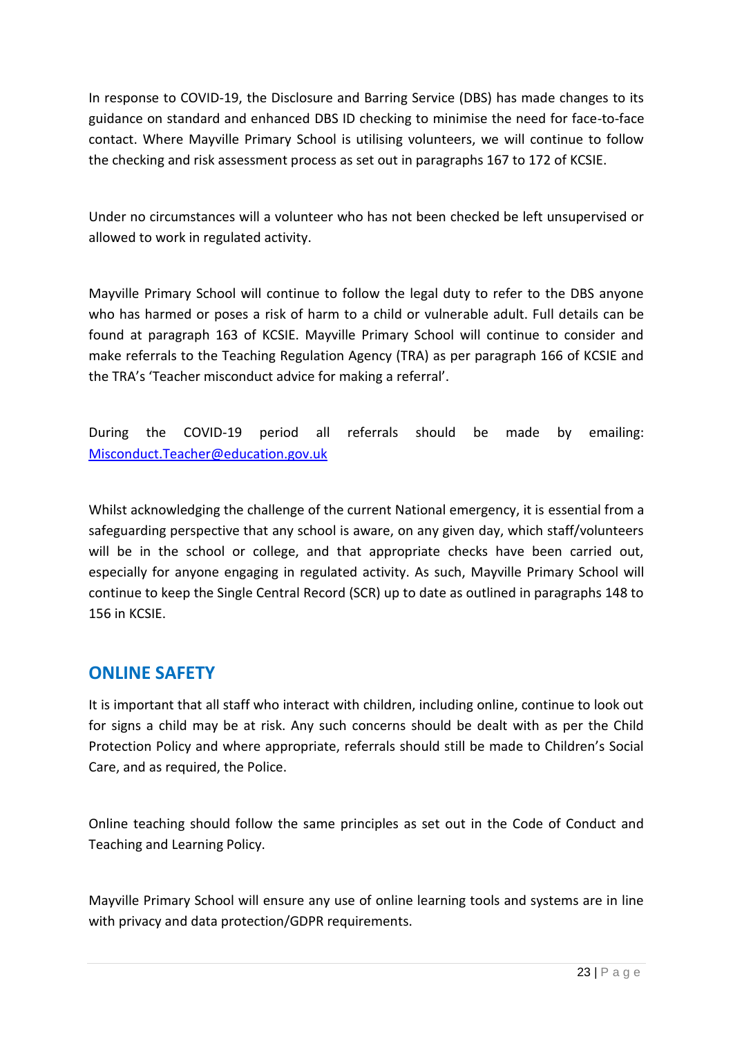In response to COVID-19, the Disclosure and Barring Service (DBS) has made changes to its guidance on standard and enhanced DBS ID checking to minimise the need for face-to-face contact. Where Mayville Primary School is utilising volunteers, we will continue to follow the checking and risk assessment process as set out in paragraphs 167 to 172 of KCSIE.

Under no circumstances will a volunteer who has not been checked be left unsupervised or allowed to work in regulated activity.

Mayville Primary School will continue to follow the legal duty to refer to the DBS anyone who has harmed or poses a risk of harm to a child or vulnerable adult. Full details can be found at paragraph 163 of KCSIE. Mayville Primary School will continue to consider and make referrals to the Teaching Regulation Agency (TRA) as per paragraph 166 of KCSIE and the TRA's 'Teacher misconduct advice for making a referral'.

During the COVID-19 period all referrals should be made by emailing: [Misconduct.Teacher@education.gov.uk](mailto:Misconduct.Teacher@education.gov.uk)

Whilst acknowledging the challenge of the current National emergency, it is essential from a safeguarding perspective that any school is aware, on any given day, which staff/volunteers will be in the school or college, and that appropriate checks have been carried out, especially for anyone engaging in regulated activity. As such, Mayville Primary School will continue to keep the Single Central Record (SCR) up to date as outlined in paragraphs 148 to 156 in KCSIE.

## ONLINE SAFETY

It is important that all staff who interact with children, including online, continue to look out for signs a child may be at risk. Any such concerns should be dealt with as per the Child Protection Policy and where appropriate, referrals should still be made to Children's Social Care, and as required, the Police.

Online teaching should follow the same principles as set out in the Code of Conduct and Teaching and Learning Policy.

Mayville Primary School will ensure any use of online learning tools and systems are in line with privacy and data protection/GDPR requirements.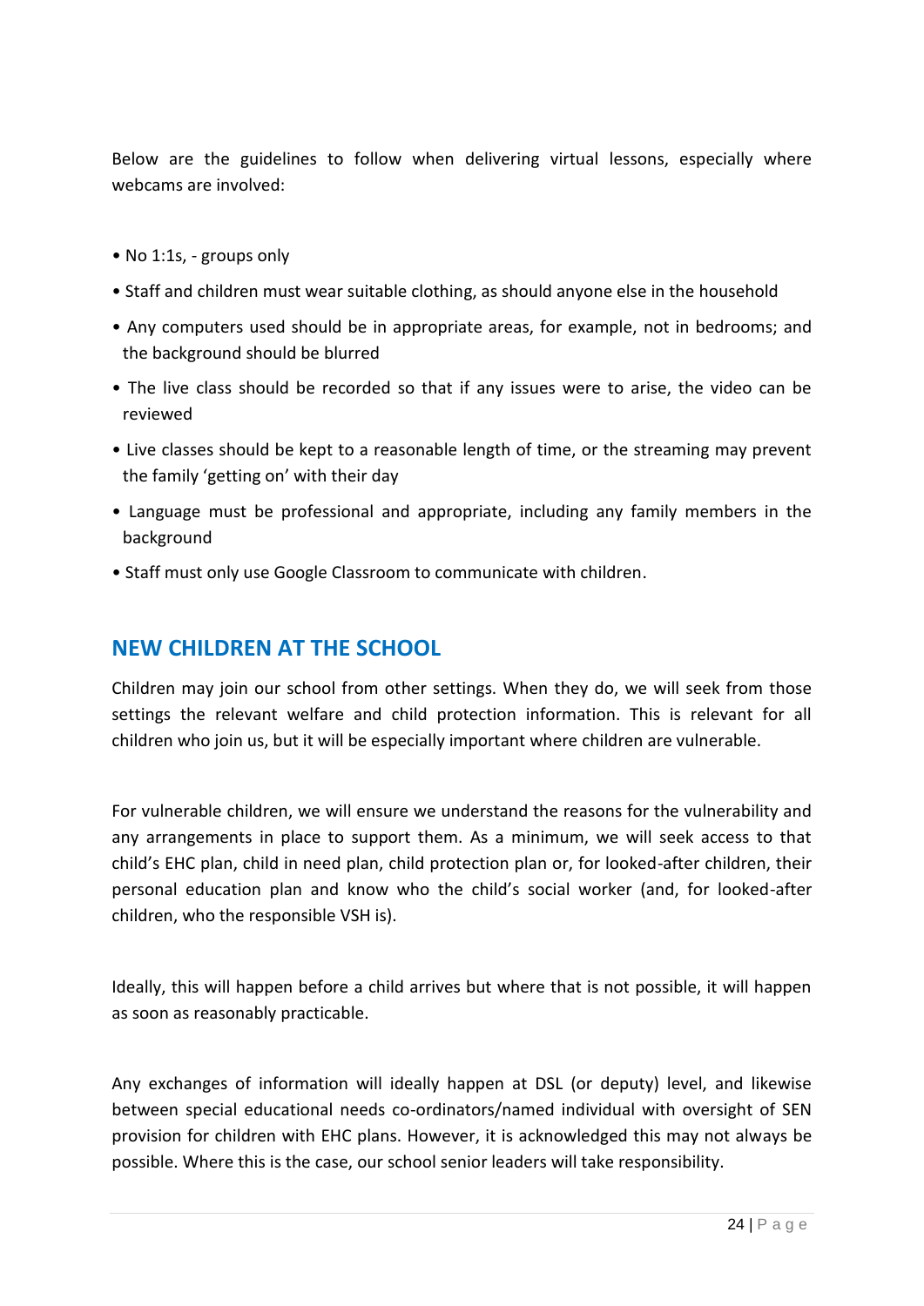Below are the guidelines to follow when delivering virtual lessons, especially where webcams are involved:

- No 1:1s, - groups only
- Staff and children must wear suitable clothing, as should anyone else in the household
- Any computers used should be in appropriate areas, for example, not in bedrooms; and the background should be blurred
- The live class should be recorded so that if any issues were to arise, the video can be reviewed
- Live classes should be kept to a reasonable length of time, or the streaming may prevent the family 'getting on' with their day
- Language must be professional and appropriate, including any family members in the background
- Staff must only use Google Classroom to communicate with children.

## NEW CHILDREN AT THE SCHOOL

Children may join our school from other settings. When they do, we will seek from those settings the relevant welfare and child protection information. This is relevant for all children who join us, but it will be especially important where children are vulnerable.

For vulnerable children, we will ensure we understand the reasons for the vulnerability and any arrangements in place to support them. As a minimum, we will seek access to that child's EHC plan, child in need plan, child protection plan or, for looked-after children, their personal education plan and know who the child's social worker (and, for looked-after children, who the responsible VSH is).

Ideally, this will happen before a child arrives but where that is not possible, it will happen as soon as reasonably practicable.

Any exchanges of information will ideally happen at DSL (or deputy) level, and likewise between special educational needs co-ordinators/named individual with oversight of SEN provision for children with EHC plans. However, it is acknowledged this may not always be possible. Where this is the case, our school senior leaders will take responsibility.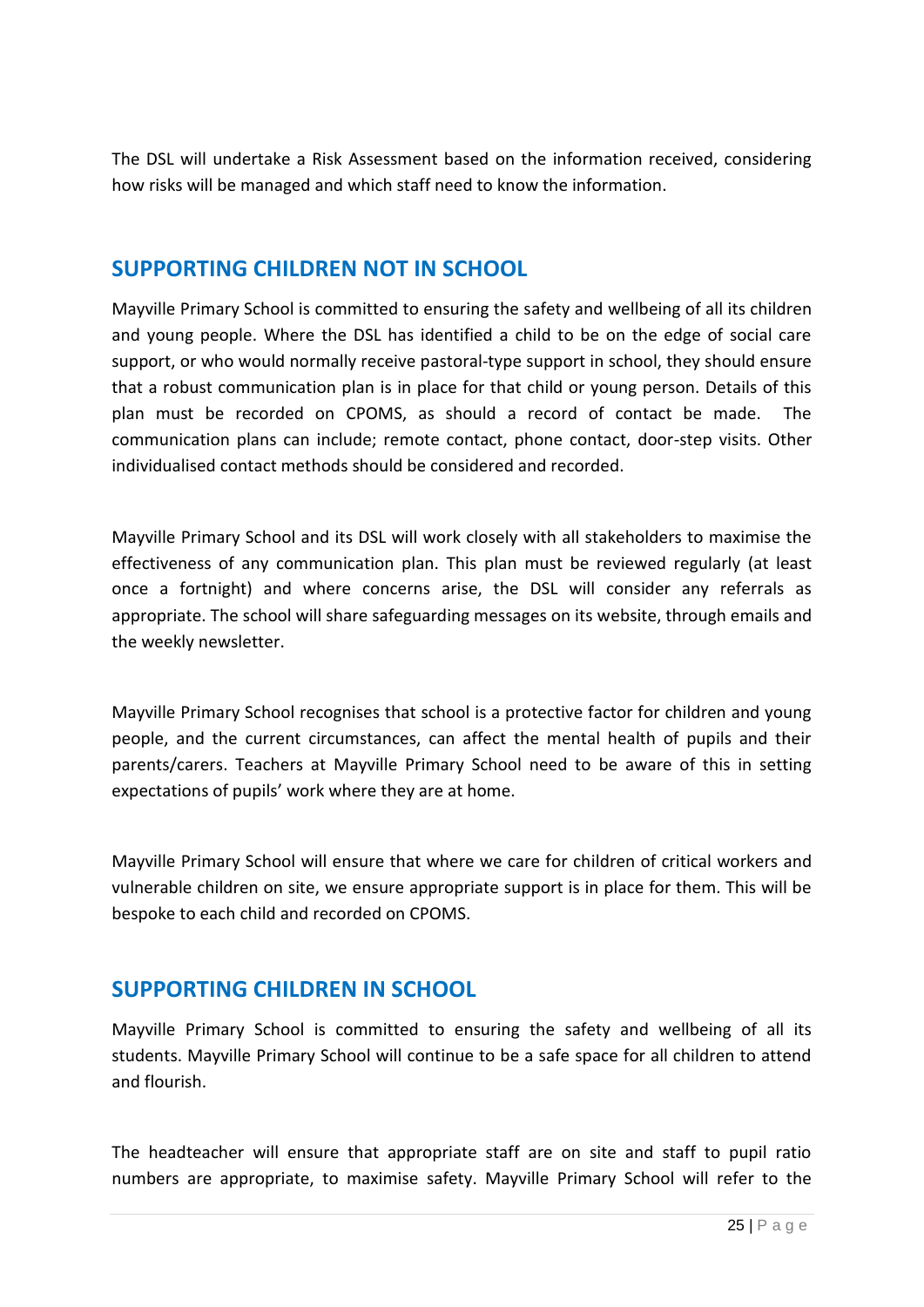The DSL will undertake a Risk Assessment based on the information received, considering how risks will be managed and which staff need to know the information.

## SUPPORTING CHILDREN NOT IN SCHOOL

Mayville Primary School is committed to ensuring the safety and wellbeing of all its children and young people. Where the DSL has identified a child to be on the edge of social care support, or who would normally receive pastoral-type support in school, they should ensure that a robust communication plan is in place for that child or young person. Details of this plan must be recorded on CPOMS, as should a record of contact be made. The communication plans can include; remote contact, phone contact, door-step visits. Other individualised contact methods should be considered and recorded.

Mayville Primary School and its DSL will work closely with all stakeholders to maximise the effectiveness of any communication plan. This plan must be reviewed regularly (at least once a fortnight) and where concerns arise, the DSL will consider any referrals as appropriate. The school will share safeguarding messages on its website, through emails and the weekly newsletter.

Mayville Primary School recognises that school is a protective factor for children and young people, and the current circumstances, can affect the mental health of pupils and their parents/carers. Teachers at Mayville Primary School need to be aware of this in setting expectations of pupils' work where they are at home.

Mayville Primary School will ensure that where we care for children of critical workers and vulnerable children on site, we ensure appropriate support is in place for them. This will be bespoke to each child and recorded on CPOMS.

## SUPPORTING CHILDREN IN SCHOOL

Mayville Primary School is committed to ensuring the safety and wellbeing of all its students. Mayville Primary School will continue to be a safe space for all children to attend and flourish.

The headteacher will ensure that appropriate staff are on site and staff to pupil ratio numbers are appropriate, to maximise safety. Mayville Primary School will refer to the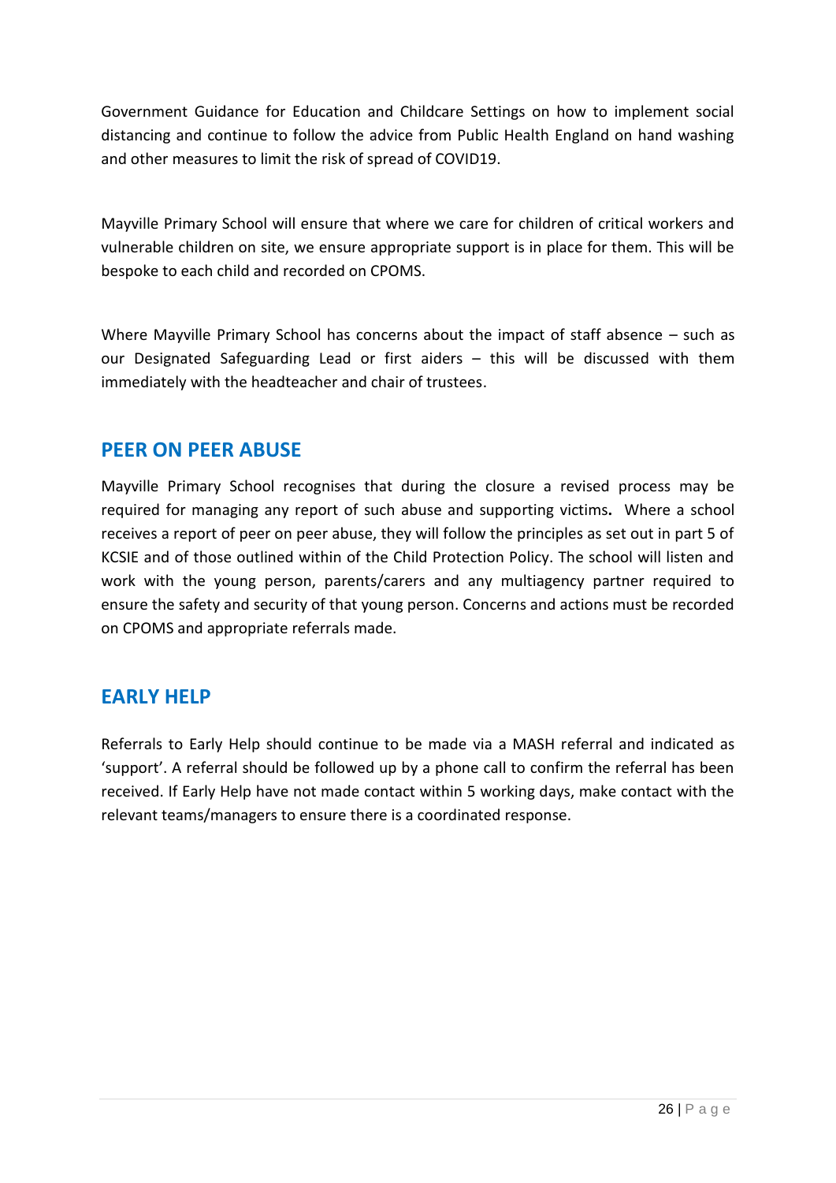Government Guidance for Education and Childcare Settings on how to implement social distancing and continue to follow the advice from Public Health England on hand washing and other measures to limit the risk of spread of COVID19.

Mayville Primary School will ensure that where we care for children of critical workers and vulnerable children on site, we ensure appropriate support is in place for them. This will be bespoke to each child and recorded on CPOMS.

Where Mayville Primary School has concerns about the impact of staff absence – such as our Designated Safeguarding Lead or first aiders – this will be discussed with them immediately with the headteacher and chair of trustees.

## PEER ON PEER ABUSE

Mayville Primary School recognises that during the closure a revised process may be required for managing any report of such abuse and supporting victims**.** Where a school receives a report of peer on peer abuse, they will follow the principles as set out in part 5 of KCSIE and of those outlined within of the Child Protection Policy. The school will listen and work with the young person, parents/carers and any multiagency partner required to ensure the safety and security of that young person. Concerns and actions must be recorded on CPOMS and appropriate referrals made.

## EARLY HELP

Referrals to Early Help should continue to be made via a MASH referral and indicated as 'support'. A referral should be followed up by a phone call to confirm the referral has been received. If Early Help have not made contact within 5 working days, make contact with the relevant teams/managers to ensure there is a coordinated response.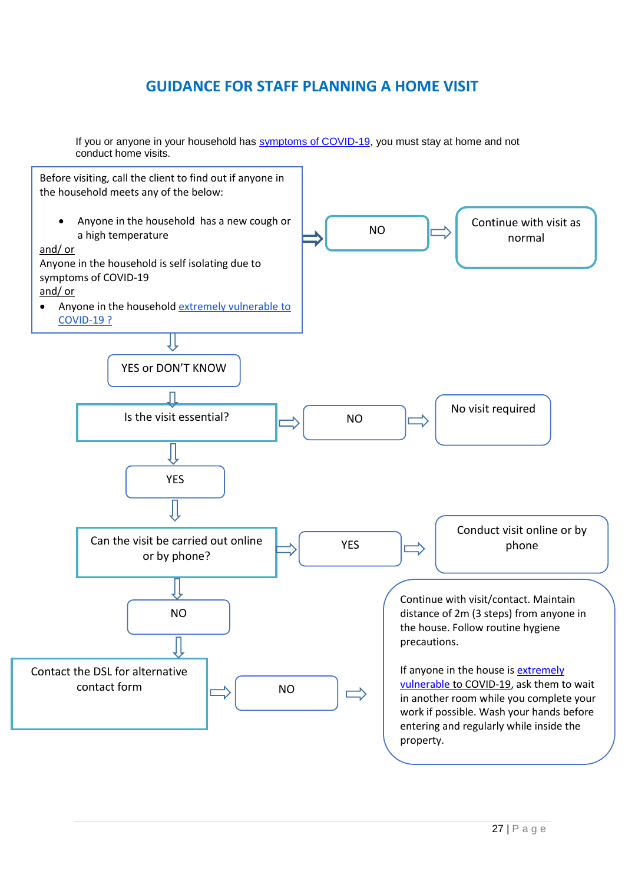# GUIDANCE FOR STAFF PLANNING A HOME VISIT

If you or anyone in your household has symptoms of COVID-19, you must stay at home and not conduct home visits.

Before visiting, call the client to find out if anyone in the household meets any of the below:

- Anyone in the household has a new cough or a high temperature

and/ or

Anyone in the household is self isolating due to symptoms of COVID-19

and/ or

- Anyone in the household extremely vulnerable to COVID-19 ?

NO

Continue with visit as normal

YES or DON'T KNOW

Is the visit essential?

NO

No visit required

YES

Can the visit be carried out online or by phone?

YES

Conduct visit online or by phone

NO

Contact the DSL for alternative contact form

NO

Continue with visit/contact. Maintain distance of 2m (3 steps) from anyone in the house. Follow routine hygiene precautions.

If anyone in the house is extremely vulnerable to COVID-19, ask them to wait in another room while you complete your work if possible. Wash your hands before entering and regularly while inside the property.